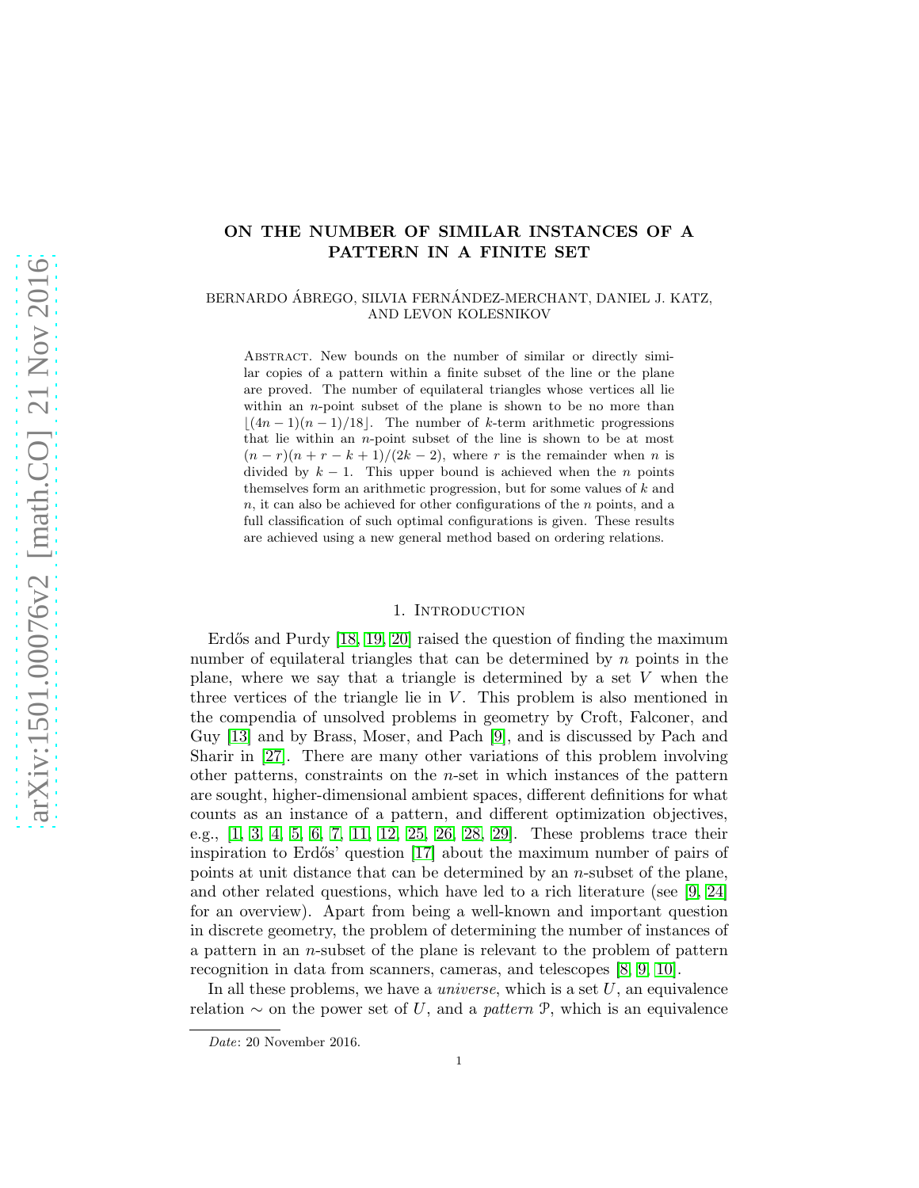# ON THE NUMBER OF SIMILAR INSTANCES OF A PATTERN IN A FINITE SET

BERNARDO ÁBREGO, SILVIA FERNÁNDEZ-MERCHANT, DANIEL J. KATZ, AND LEVON KOLESNIKOV

Abstract. New bounds on the number of similar or directly similar copies of a pattern within a finite subset of the line or the plane are proved. The number of equilateral triangles whose vertices all lie within an $n$-point subset of the plane is shown to be no more than $\lfloor (4n-1)(n-1)/18 \rfloor$. The number of $k$-term arithmetic progressions that lie within an $n$-point subset of the line is shown to be at most $(n-r)(n+r-k+1)/(2k-2)$, where $r$ is the remainder when $n$ is divided by $k-1$. This upper bound is achieved when the $n$ points themselves form an arithmetic progression, but for some values of $k$ and $n$, it can also be achieved for other configurations of the $n$ points, and a full classification of such optimal configurations is given. These results are achieved using a new general method based on ordering relations.

## 1. Introduction

Erdős and Purdy [18, 19, 20] raised the question of finding the maximum number of equilateral triangles that can be determined by $n$ points in the plane, where we say that a triangle is determined by a set $V$ when the three vertices of the triangle lie in $V$. This problem is also mentioned in the compendia of unsolved problems in geometry by Croft, Falconer, and Guy [13] and by Brass, Moser, and Pach [9], and is discussed by Pach and Sharir in [27]. There are many other variations of this problem involving other patterns, constraints on the $n$-set in which instances of the pattern are sought, higher-dimensional ambient spaces, different definitions for what counts as an instance of a pattern, and different optimization objectives, e.g., [1, 3, 4, 5, 6, 7, 11, 12, 25, 26, 28, 29]. These problems trace their inspiration to Erdős' question [17] about the maximum number of pairs of points at unit distance that can be determined by an $n$-subset of the plane, and other related questions, which have led to a rich literature (see [9, 24] for an overview). Apart from being a well-known and important question in discrete geometry, the problem of determining the number of instances of a pattern in an $n$-subset of the plane is relevant to the problem of pattern recognition in data from scanners, cameras, and telescopes [8, 9, 10].

In all these problems, we have a *universe*, which is a set $U$, an equivalence relation $\sim$ on the power set of $U$, and a *pattern* $\mathcal{P}$, which is an equivalence

*Date*: 20 November 2016.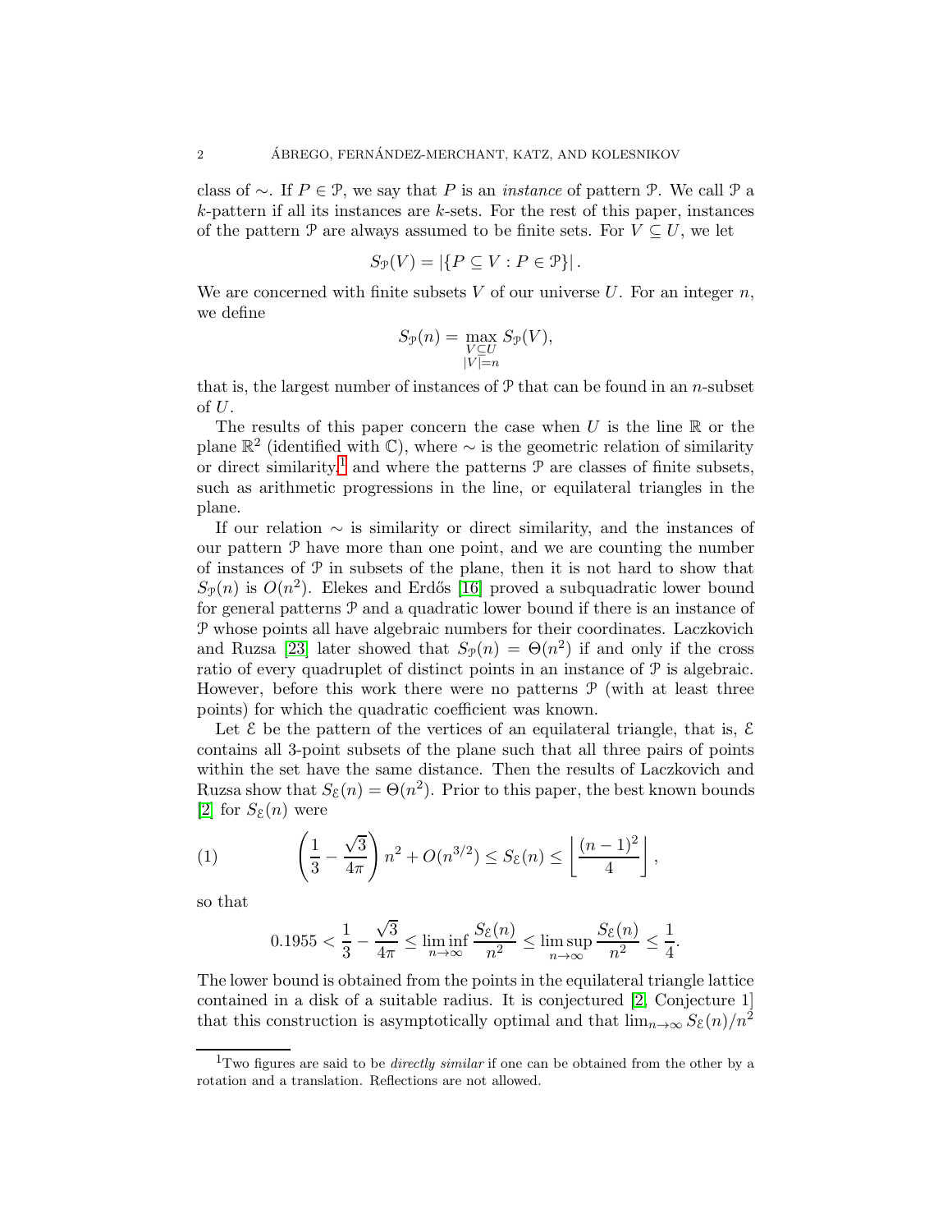class of $\sim$. If $P \in \mathcal{P}$, we say that $P$ is an *instance* of pattern $\mathcal{P}$. We call $\mathcal{P}$ a $k$-pattern if all its instances are $k$-sets. For the rest of this paper, instances of the pattern $\mathcal{P}$ are always assumed to be finite sets. For $V \subseteq U$, we let

$$S_{\mathcal{P}}(V) = |\{P \subseteq V : P \in \mathcal{P}\}|.$$

We are concerned with finite subsets $V$ of our universe $U$. For an integer $n$, we define

$$S_{\mathcal{P}}(n) = \max_{\substack{V \subseteq U \\ |V|=n}} S_{\mathcal{P}}(V),$$

that is, the largest number of instances of $\mathcal{P}$ that can be found in an $n$-subset of $U$.

The results of this paper concern the case when $U$ is the line $\mathbb{R}$ or the plane $\mathbb{R}^2$ (identified with $\mathbb{C}$), where $\sim$ is the geometric relation of similarity or direct similarity,[1] and where the patterns $\mathcal{P}$ are classes of finite subsets, such as arithmetic progressions in the line, or equilateral triangles in the plane.

If our relation $\sim$ is similarity or direct similarity, and the instances of our pattern $\mathcal{P}$ have more than one point, and we are counting the number of instances of $\mathcal{P}$ in subsets of the plane, then it is not hard to show that $S_{\mathcal{P}}(n)$ is $O(n^2)$. Elekes and Erdős [16] proved a subquadratic lower bound for general patterns $\mathcal{P}$ and a quadratic lower bound if there is an instance of $\mathcal{P}$ whose points all have algebraic numbers for their coordinates. Laczkovich and Ruzsa [23] later showed that $S_{\mathcal{P}}(n) = \Theta(n^2)$ if and only if the cross ratio of every quadruplet of distinct points in an instance of $\mathcal{P}$ is algebraic. However, before this work there were no patterns $\mathcal{P}$ (with at least three points) for which the quadratic coefficient was known.

Let $\mathcal{E}$ be the pattern of the vertices of an equilateral triangle, that is, $\mathcal{E}$ contains all 3-point subsets of the plane such that all three pairs of points within the set have the same distance. Then the results of Laczkovich and Ruzsa show that $S_{\mathcal{E}}(n) = \Theta(n^2)$. Prior to this paper, the best known bounds [2] for $S_{\mathcal{E}}(n)$ were

$$\left(\frac{1}{3} - \frac{\sqrt{3}}{4\pi}\right) n^2 + O(n^{3/2}) \leq S_{\mathcal{E}}(n) \leq \left\lfloor \frac{(n-1)^2}{4} \right\rfloor, \tag{1}$$

so that

$$0.1955 < \frac{1}{3} - \frac{\sqrt{3}}{4\pi} \leq \liminf_{n\to\infty} \frac{S_{\mathcal{E}}(n)}{n^2} \leq \limsup_{n\to\infty} \frac{S_{\mathcal{E}}(n)}{n^2} \leq \frac{1}{4}.$$

The lower bound is obtained from the points in the equilateral triangle lattice contained in a disk of a suitable radius. It is conjectured [2, Conjecture 1] that this construction is asymptotically optimal and that $\lim_{n\to\infty} S_{\mathcal{E}}(n)/n^2$

[1] Two figures are said to be *directly similar* if one can be obtained from the other by a rotation and a translation. Reflections are not allowed.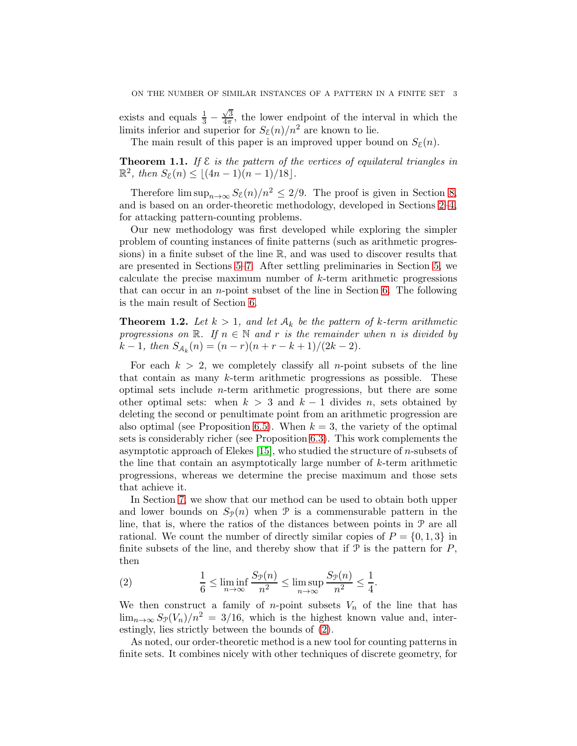exists and equals $\frac{1}{3} - \frac{\sqrt{3}}{4\pi}$, the lower endpoint of the interval in which the limits inferior and superior for $S_{\mathcal{E}}(n)/n^2$ are known to lie.

The main result of this paper is an improved upper bound on $S_{\mathcal{E}}(n)$.

**Theorem 1.1.** *If $\mathcal{E}$ is the pattern of the vertices of equilateral triangles in $\mathbb{R}^2$, then $S_{\mathcal{E}}(n) \leq \lfloor (4n-1)(n-1)/18 \rfloor$.*

Therefore $\limsup_{n\to\infty} S_{\mathcal{E}}(n)/n^2 \leq 2/9$. The proof is given in Section 8, and is based on an order-theoretic methodology, developed in Sections 2–4, for attacking pattern-counting problems.

Our new methodology was first developed while exploring the simpler problem of counting instances of finite patterns (such as arithmetic progressions) in a finite subset of the line $\mathbb{R}$, and was used to discover results that are presented in Sections 5–7. After settling preliminaries in Section 5, we calculate the precise maximum number of $k$-term arithmetic progressions that can occur in an $n$-point subset of the line in Section 6. The following is the main result of Section 6.

**Theorem 1.2.** *Let $k > 1$, and let $\mathcal{A}_k$ be the pattern of $k$-term arithmetic progressions on $\mathbb{R}$. If $n \in \mathbb{N}$ and $r$ is the remainder when $n$ is divided by $k-1$, then $S_{\mathcal{A}_k}(n) = (n-r)(n+r-k+1)/(2k-2)$.*

For each $k > 2$, we completely classify all $n$-point subsets of the line that contain as many $k$-term arithmetic progressions as possible. These optimal sets include $n$-term arithmetic progressions, but there are some other optimal sets: when $k > 3$ and $k-1$ divides $n$, sets obtained by deleting the second or penultimate point from an arithmetic progression are also optimal (see Proposition 6.5). When $k = 3$, the variety of the optimal sets is considerably richer (see Proposition 6.3). This work complements the asymptotic approach of Elekes [15], who studied the structure of $n$-subsets of the line that contain an asymptotically large number of $k$-term arithmetic progressions, whereas we determine the precise maximum and those sets that achieve it.

In Section 7, we show that our method can be used to obtain both upper and lower bounds on $S_{\mathcal{P}}(n)$ when $\mathcal{P}$ is a commensurable pattern in the line, that is, where the ratios of the distances between points in $\mathcal{P}$ are all rational. We count the number of directly similar copies of $P = \{0, 1, 3\}$ in finite subsets of the line, and thereby show that if $\mathcal{P}$ is the pattern for $P$, then

$$\frac{1}{6} \leq \liminf_{n\to\infty} \frac{S_{\mathcal{P}}(n)}{n^2} \leq \limsup_{n\to\infty} \frac{S_{\mathcal{P}}(n)}{n^2} \leq \frac{1}{4}. \tag{2}$$

We then construct a family of $n$-point subsets $V_n$ of the line that has $\lim_{n\to\infty} S_{\mathcal{P}}(V_n)/n^2 = 3/16$, which is the highest known value and, interestingly, lies strictly between the bounds of (2).

As noted, our order-theoretic method is a new tool for counting patterns in finite sets. It combines nicely with other techniques of discrete geometry, for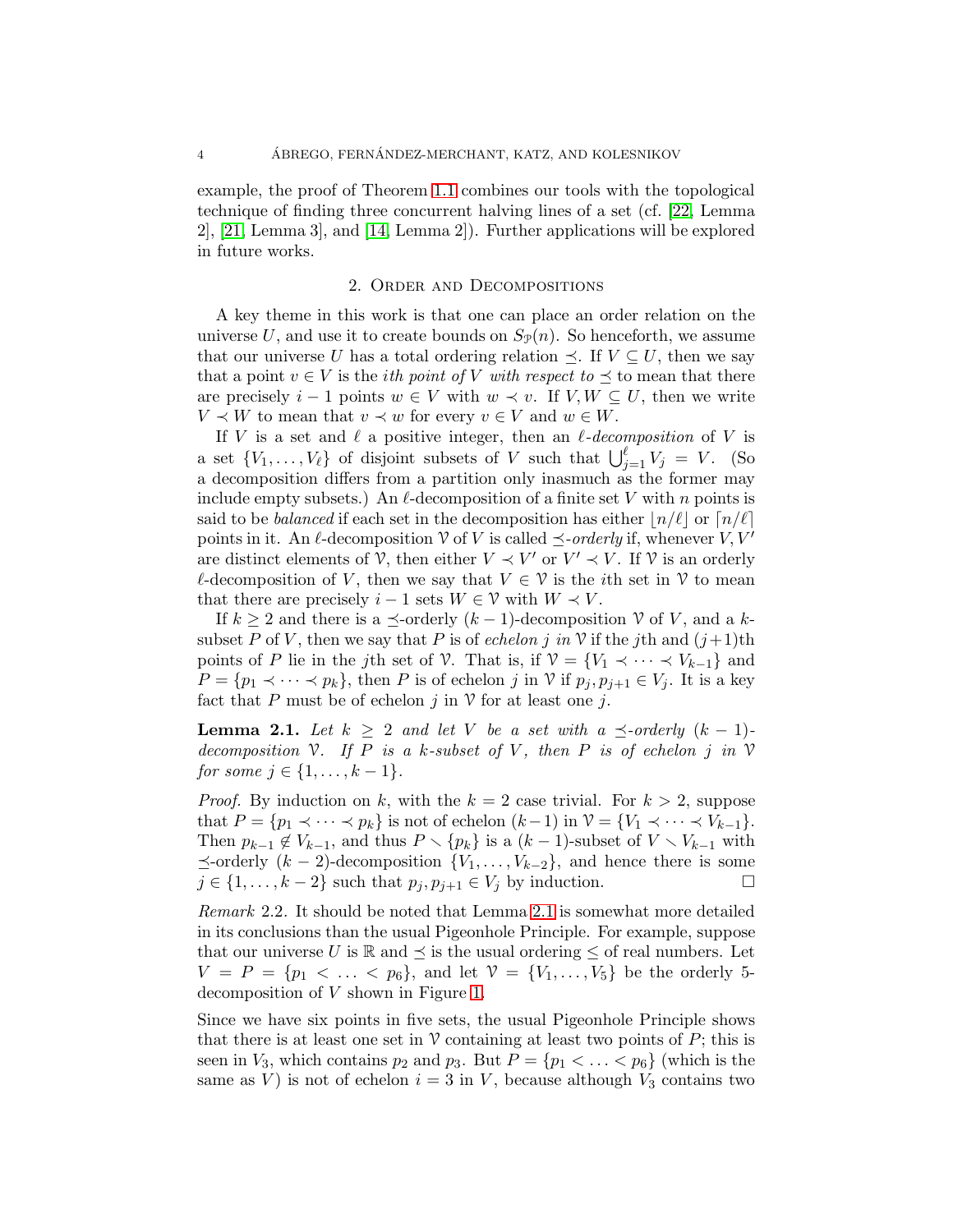example, the proof of Theorem 1.1 combines our tools with the topological technique of finding three concurrent halving lines of a set (cf. [22, Lemma 2], [21, Lemma 3], and [14, Lemma 2]). Further applications will be explored in future works.

## 2. Order and Decompositions

A key theme in this work is that one can place an order relation on the universe $U$, and use it to create bounds on $S_{\mathcal{P}}(n)$. So henceforth, we assume that our universe $U$ has a total ordering relation $\preceq$. If $V \subseteq U$, then we say that a point $v \in V$ is the *ith point of* $V$ *with respect to* $\preceq$ to mean that there are precisely $i-1$ points $w \in V$ with $w \prec v$. If $V, W \subseteq U$, then we write $V \prec W$ to mean that $v \prec w$ for every $v \in V$ and $w \in W$.

If $V$ is a set and $\ell$ a positive integer, then an $\ell$*-decomposition* of $V$ is a set $\{V_1, \ldots, V_\ell\}$ of disjoint subsets of $V$ such that $\bigcup_{j=1}^{\ell} V_j = V$. (So a decomposition differs from a partition only inasmuch as the former may include empty subsets.) An $\ell$-decomposition of a finite set $V$ with $n$ points is said to be *balanced* if each set in the decomposition has either $\lfloor n/\ell \rfloor$ or $\lceil n/\ell \rceil$ points in it. An $\ell$-decomposition $\mathcal{V}$ of $V$ is called $\preceq$*-orderly* if, whenever $V, V'$ are distinct elements of $\mathcal{V}$, then either $V \prec V'$ or $V' \prec V$. If $\mathcal{V}$ is an orderly $\ell$-decomposition of $V$, then we say that $V \in \mathcal{V}$ is the $i$th set in $\mathcal{V}$ to mean that there are precisely $i-1$ sets $W \in \mathcal{V}$ with $W \prec V$.

If $k \geq 2$ and there is a $\preceq$-orderly $(k-1)$-decomposition $\mathcal{V}$ of $V$, and a $k$-subset $P$ of $V$, then we say that $P$ is of *echelon* $j$ *in* $\mathcal{V}$ if the $j$th and $(j+1)$th points of $P$ lie in the $j$th set of $\mathcal{V}$. That is, if $\mathcal{V} = \{V_1 \prec \cdots \prec V_{k-1}\}$ and $P = \{p_1 \prec \cdots \prec p_k\}$, then $P$ is of echelon $j$ in $\mathcal{V}$ if $p_j, p_{j+1} \in V_j$. It is a key fact that $P$ must be of echelon $j$ in $\mathcal{V}$ for at least one $j$.

**Lemma 2.1.** *Let $k \geq 2$ and let $V$ be a set with a $\preceq$-orderly $(k-1)$-decomposition $\mathcal{V}$. If $P$ is a $k$-subset of $V$, then $P$ is of echelon $j$ in $\mathcal{V}$ for some $j \in \{1, \ldots, k-1\}$.*

*Proof.* By induction on $k$, with the $k = 2$ case trivial. For $k > 2$, suppose that $P = \{p_1 \prec \cdots \prec p_k\}$ is not of echelon $(k-1)$ in $\mathcal{V} = \{V_1 \prec \cdots \prec V_{k-1}\}$. Then $p_{k-1} \notin V_{k-1}$, and thus $P \setminus \{p_k\}$ is a $(k-1)$-subset of $V \setminus V_{k-1}$ with $\preceq$-orderly $(k-2)$-decomposition $\{V_1, \ldots, V_{k-2}\}$, and hence there is some $j \in \{1, \ldots, k-2\}$ such that $p_j, p_{j+1} \in V_j$ by induction. $\square$

*Remark* 2.2. It should be noted that Lemma 2.1 is somewhat more detailed in its conclusions than the usual Pigeonhole Principle. For example, suppose that our universe $U$ is $\mathbb{R}$ and $\preceq$ is the usual ordering $\leq$ of real numbers. Let $V = P = \{p_1 < \ldots < p_6\}$, and let $\mathcal{V} = \{V_1, \ldots, V_5\}$ be the orderly 5-decomposition of $V$ shown in Figure 1.

Since we have six points in five sets, the usual Pigeonhole Principle shows that there is at least one set in $\mathcal{V}$ containing at least two points of $P$; this is seen in $V_3$, which contains $p_2$ and $p_3$. But $P = \{p_1 < \ldots < p_6\}$ (which is the same as $V$) is not of echelon $i = 3$ in $V$, because although $V_3$ contains two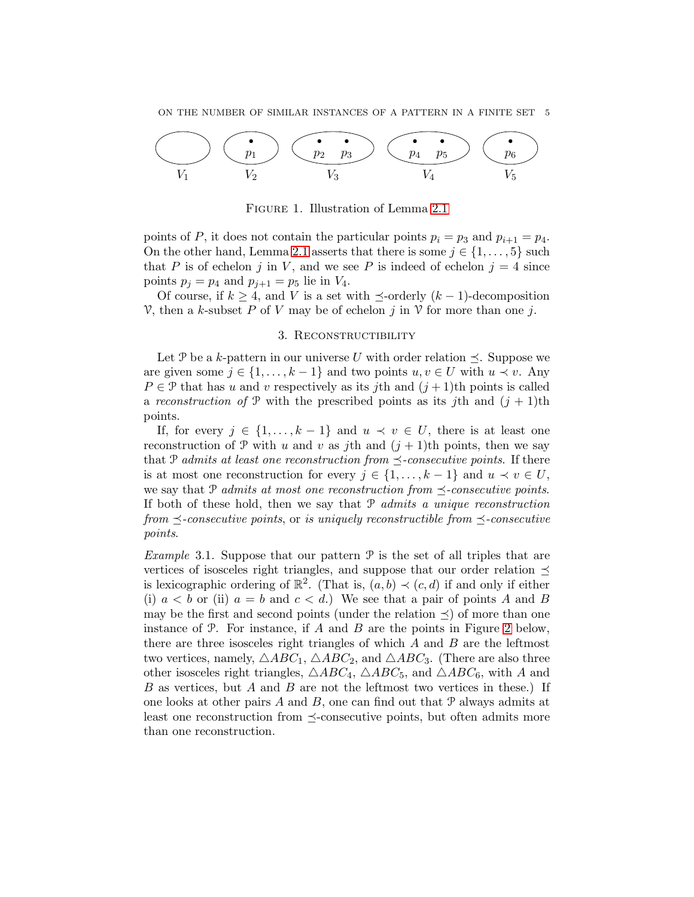FIGURE 1. Illustration of Lemma 2.1

points of $P$, it does not contain the particular points $p_i = p_3$ and $p_{i+1} = p_4$. On the other hand, Lemma 2.1 asserts that there is some $j \in \{1, \ldots, 5\}$ such that $P$ is of echelon $j$ in $V$, and we see $P$ is indeed of echelon $j = 4$ since points $p_j = p_4$ and $p_{j+1} = p_5$ lie in $V_4$.

Of course, if $k \geq 4$, and $V$ is a set with $\preceq$-orderly $(k-1)$-decomposition $\mathcal{V}$, then a $k$-subset $P$ of $V$ may be of echelon $j$ in $\mathcal{V}$ for more than one $j$.

## 3. Reconstructibility

Let $\mathcal{P}$ be a $k$-pattern in our universe $U$ with order relation $\preceq$. Suppose we are given some $j \in \{1, \ldots, k-1\}$ and two points $u, v \in U$ with $u \prec v$. Any $P \in \mathcal{P}$ that has $u$ and $v$ respectively as its $j$th and $(j+1)$th points is called a *reconstruction of* $\mathcal{P}$ with the prescribed points as its $j$th and $(j+1)$th points.

If, for every $j \in \{1, \ldots, k-1\}$ and $u \prec v \in U$, there is at least one reconstruction of $\mathcal{P}$ with $u$ and $v$ as $j$th and $(j+1)$th points, then we say that $\mathcal{P}$ *admits at least one reconstruction from $\preceq$-consecutive points*. If there is at most one reconstruction for every $j \in \{1, \ldots, k-1\}$ and $u \prec v \in U$, we say that $\mathcal{P}$ *admits at most one reconstruction from $\preceq$-consecutive points*. If both of these hold, then we say that $\mathcal{P}$ *admits a unique reconstruction from $\preceq$-consecutive points*, or *is uniquely reconstructible from $\preceq$-consecutive points*.

*Example* 3.1. Suppose that our pattern $\mathcal{P}$ is the set of all triples that are vertices of isosceles right triangles, and suppose that our order relation $\preceq$ is lexicographic ordering of $\mathbb{R}^2$. (That is, $(a, b) \prec (c, d)$ if and only if either (i) $a < b$ or (ii) $a = b$ and $c < d$.) We see that a pair of points $A$ and $B$ may be the first and second points (under the relation $\preceq$) of more than one instance of $\mathcal{P}$. For instance, if $A$ and $B$ are the points in Figure 2 below, there are three isosceles right triangles of which $A$ and $B$ are the leftmost two vertices, namely, $\triangle ABC_1$, $\triangle ABC_2$, and $\triangle ABC_3$. (There are also three other isosceles right triangles, $\triangle ABC_4$, $\triangle ABC_5$, and $\triangle ABC_6$, with $A$ and $B$ as vertices, but $A$ and $B$ are not the leftmost two vertices in these.) If one looks at other pairs $A$ and $B$, one can find out that $\mathcal{P}$ always admits at least one reconstruction from $\preceq$-consecutive points, but often admits more than one reconstruction.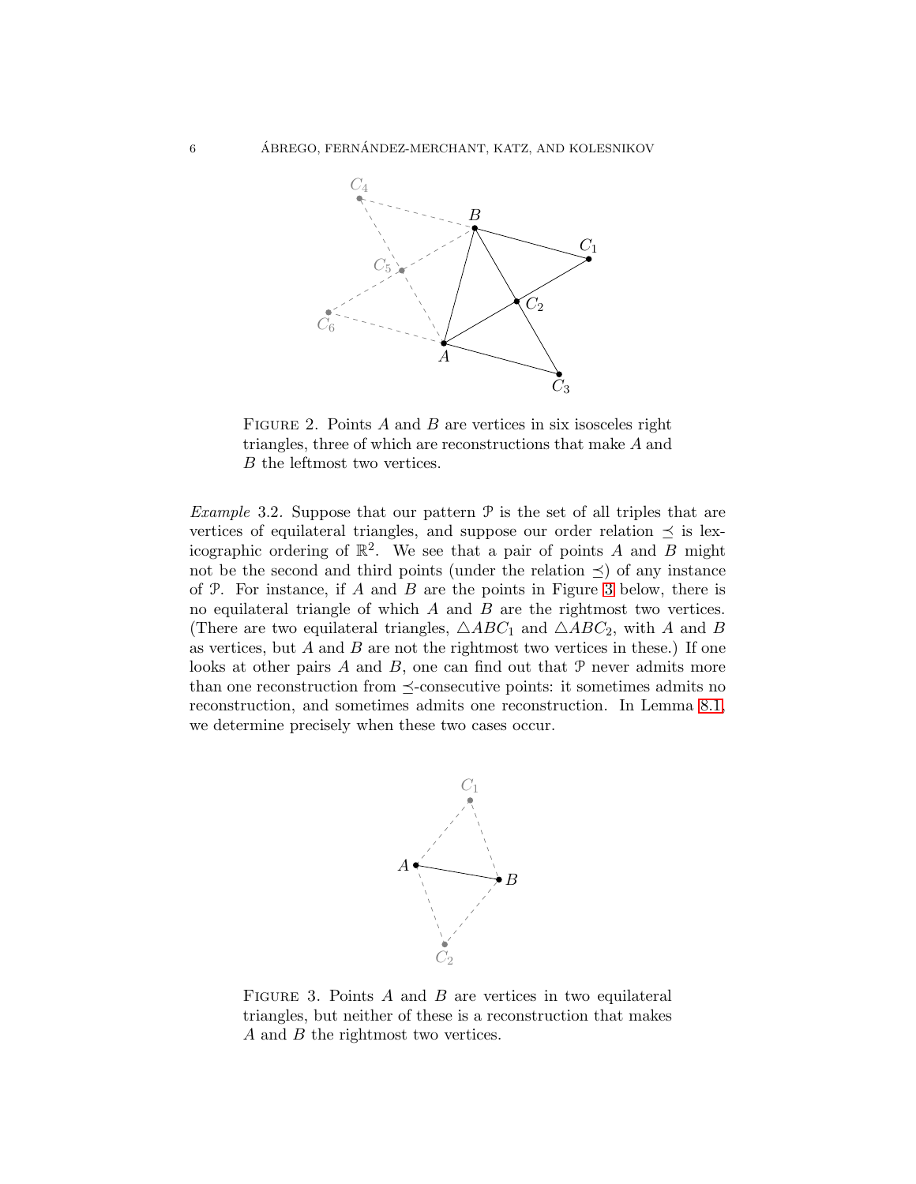FIGURE 2. Points $A$ and $B$ are vertices in six isosceles right triangles, three of which are reconstructions that make $A$ and $B$ the leftmost two vertices.

*Example* 3.2. Suppose that our pattern $\mathcal{P}$ is the set of all triples that are vertices of equilateral triangles, and suppose our order relation $\preceq$ is lexicographic ordering of $\mathbb{R}^2$. We see that a pair of points $A$ and $B$ might not be the second and third points (under the relation $\preceq$) of any instance of $\mathcal{P}$. For instance, if $A$ and $B$ are the points in Figure 3 below, there is no equilateral triangle of which $A$ and $B$ are the rightmost two vertices. (There are two equilateral triangles, $\triangle ABC_1$ and $\triangle ABC_2$, with $A$ and $B$ as vertices, but $A$ and $B$ are not the rightmost two vertices in these.) If one looks at other pairs $A$ and $B$, one can find out that $\mathcal{P}$ never admits more than one reconstruction from $\preceq$-consecutive points: it sometimes admits no reconstruction, and sometimes admits one reconstruction. In Lemma 8.1, we determine precisely when these two cases occur.

FIGURE 3. Points $A$ and $B$ are vertices in two equilateral triangles, but neither of these is a reconstruction that makes $A$ and $B$ the rightmost two vertices.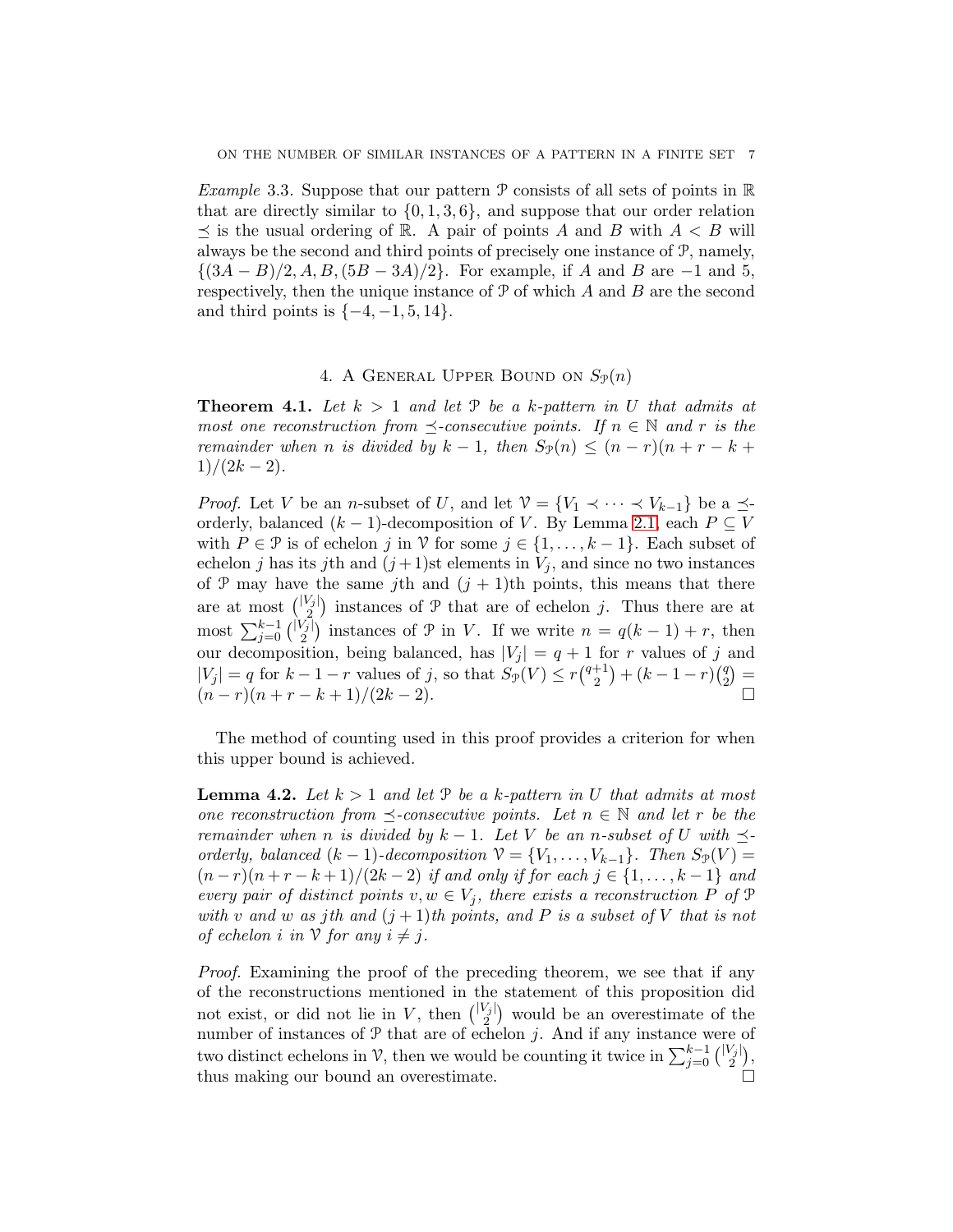*Example* 3.3. Suppose that our pattern $\mathcal{P}$ consists of all sets of points in $\mathbb{R}$ that are directly similar to $\{0, 1, 3, 6\}$, and suppose that our order relation $\preceq$ is the usual ordering of $\mathbb{R}$. A pair of points $A$ and $B$ with $A < B$ will always be the second and third points of precisely one instance of $\mathcal{P}$, namely, $\{(3A - B)/2, A, B, (5B - 3A)/2\}$. For example, if $A$ and $B$ are $-1$ and $5$, respectively, then the unique instance of $\mathcal{P}$ of which $A$ and $B$ are the second and third points is $\{-4, -1, 5, 14\}$.

## 4. A General Upper Bound on $S_{\mathcal{P}}(n)$

**Theorem 4.1.** *Let $k > 1$ and let $\mathcal{P}$ be a $k$-pattern in $U$ that admits at most one reconstruction from $\preceq$-consecutive points. If $n \in \mathbb{N}$ and $r$ is the remainder when $n$ is divided by $k-1$, then $S_{\mathcal{P}}(n) \leq (n-r)(n+r-k+1)/(2k-2)$.*

*Proof.* Let $V$ be an $n$-subset of $U$, and let $\mathcal{V} = \{V_1 \prec \cdots \prec V_{k-1}\}$ be a $\preceq$-orderly, balanced $(k-1)$-decomposition of $V$. By Lemma 2.1, each $P \subseteq V$ with $P \in \mathcal{P}$ is of echelon $j$ in $\mathcal{V}$ for some $j \in \{1, \ldots, k-1\}$. Each subset of echelon $j$ has its $j$th and $(j+1)$st elements in $V_j$, and since no two instances of $\mathcal{P}$ may have the same $j$th and $(j+1)$th points, this means that there are at most $\binom{|V_j|}{2}$ instances of $\mathcal{P}$ that are of echelon $j$. Thus there are at most $\sum_{j=0}^{k-1} \binom{|V_j|}{2}$ instances of $\mathcal{P}$ in $V$. If we write $n = q(k-1) + r$, then our decomposition, being balanced, has $|V_j| = q+1$ for $r$ values of $j$ and $|V_j| = q$ for $k-1-r$ values of $j$, so that $S_{\mathcal{P}}(V) \leq r\binom{q+1}{2} + (k-1-r)\binom{q}{2} = (n-r)(n+r-k+1)/(2k-2)$. $\square$

The method of counting used in this proof provides a criterion for when this upper bound is achieved.

**Lemma 4.2.** *Let $k > 1$ and let $\mathcal{P}$ be a $k$-pattern in $U$ that admits at most one reconstruction from $\preceq$-consecutive points. Let $n \in \mathbb{N}$ and let $r$ be the remainder when $n$ is divided by $k-1$. Let $V$ be an $n$-subset of $U$ with $\preceq$-orderly, balanced $(k-1)$-decomposition $\mathcal{V} = \{V_1, \ldots, V_{k-1}\}$. Then $S_{\mathcal{P}}(V) = (n-r)(n+r-k+1)/(2k-2)$ if and only if for each $j \in \{1, \ldots, k-1\}$ and every pair of distinct points $v, w \in V_j$, there exists a reconstruction $P$ of $\mathcal{P}$ with $v$ and $w$ as $j$th and $(j+1)$th points, and $P$ is a subset of $V$ that is not of echelon $i$ in $\mathcal{V}$ for any $i \neq j$.*

*Proof.* Examining the proof of the preceding theorem, we see that if any of the reconstructions mentioned in the statement of this proposition did not exist, or did not lie in $V$, then $\binom{|V_j|}{2}$ would be an overestimate of the number of instances of $\mathcal{P}$ that are of echelon $j$. And if any instance were of two distinct echelons in $\mathcal{V}$, then we would be counting it twice in $\sum_{j=0}^{k-1} \binom{|V_j|}{2}$, thus making our bound an overestimate. $\square$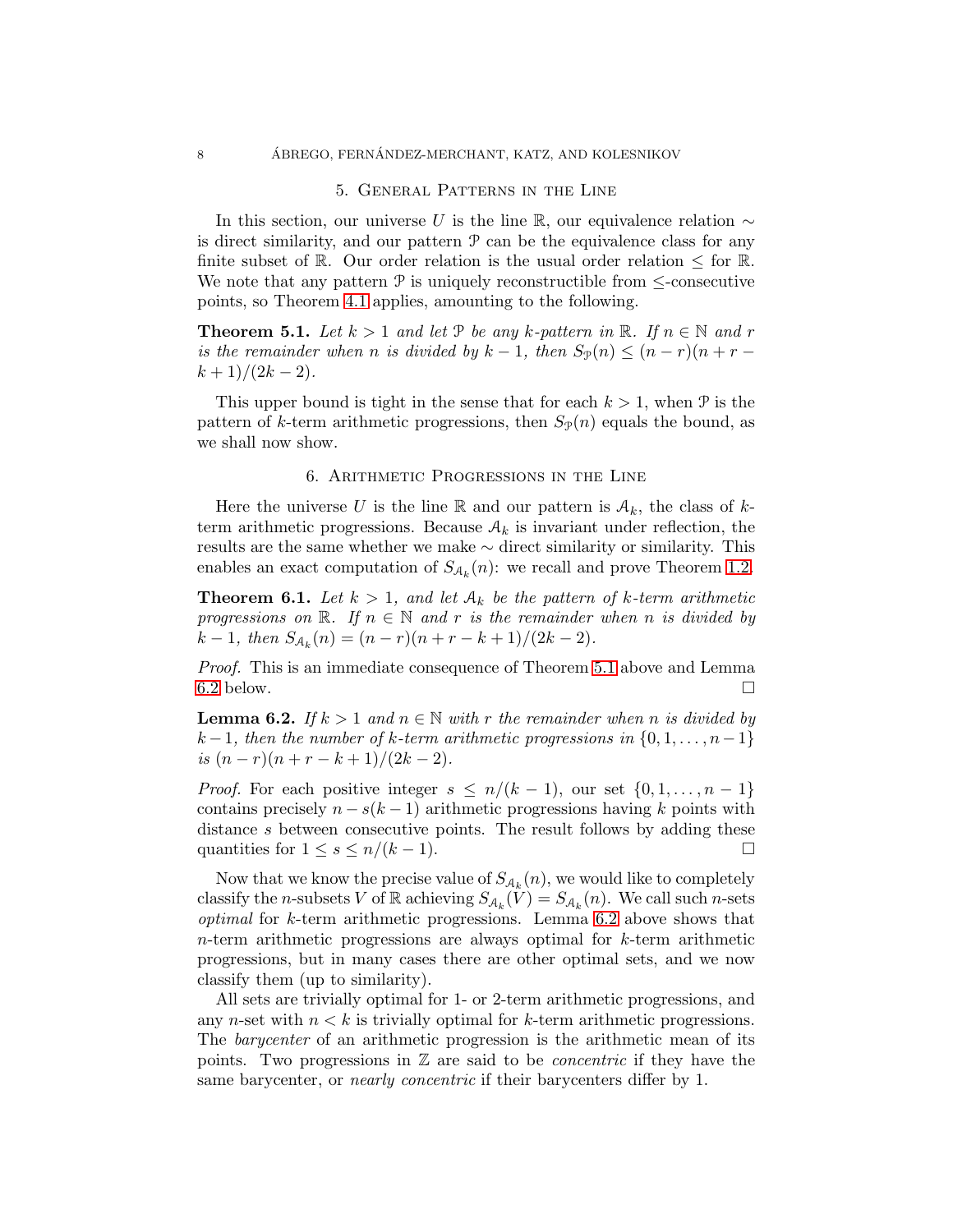## 5. General Patterns in the Line

In this section, our universe $U$ is the line $\mathbb{R}$, our equivalence relation $\sim$ is direct similarity, and our pattern $\mathcal{P}$ can be the equivalence class for any finite subset of $\mathbb{R}$. Our order relation is the usual order relation $\leq$ for $\mathbb{R}$. We note that any pattern $\mathcal{P}$ is uniquely reconstructible from $\leq$-consecutive points, so Theorem 4.1 applies, amounting to the following.

**Theorem 5.1.** *Let $k > 1$ and let $\mathcal{P}$ be any $k$-pattern in $\mathbb{R}$. If $n \in \mathbb{N}$ and $r$ is the remainder when $n$ is divided by $k-1$, then $S_{\mathcal{P}}(n) \leq (n-r)(n+r-k+1)/(2k-2)$.*

This upper bound is tight in the sense that for each $k > 1$, when $\mathcal{P}$ is the pattern of $k$-term arithmetic progressions, then $S_{\mathcal{P}}(n)$ equals the bound, as we shall now show.

## 6. Arithmetic Progressions in the Line

Here the universe $U$ is the line $\mathbb{R}$ and our pattern is $\mathcal{A}_k$, the class of $k$-term arithmetic progressions. Because $\mathcal{A}_k$ is invariant under reflection, the results are the same whether we make $\sim$ direct similarity or similarity. This enables an exact computation of $S_{\mathcal{A}_k}(n)$: we recall and prove Theorem 1.2.

**Theorem 6.1.** *Let $k > 1$, and let $\mathcal{A}_k$ be the pattern of $k$-term arithmetic progressions on $\mathbb{R}$. If $n \in \mathbb{N}$ and $r$ is the remainder when $n$ is divided by $k-1$, then $S_{\mathcal{A}_k}(n) = (n-r)(n+r-k+1)/(2k-2)$.*

*Proof.* This is an immediate consequence of Theorem 5.1 above and Lemma 6.2 below. $\square$

**Lemma 6.2.** *If $k > 1$ and $n \in \mathbb{N}$ with $r$ the remainder when $n$ is divided by $k-1$, then the number of $k$-term arithmetic progressions in $\{0, 1, \ldots, n-1\}$ is $(n-r)(n+r-k+1)/(2k-2)$.*

*Proof.* For each positive integer $s \leq n/(k-1)$, our set $\{0, 1, \ldots, n-1\}$ contains precisely $n - s(k-1)$ arithmetic progressions having $k$ points with distance $s$ between consecutive points. The result follows by adding these quantities for $1 \leq s \leq n/(k-1)$. $\square$

Now that we know the precise value of $S_{\mathcal{A}_k}(n)$, we would like to completely classify the $n$-subsets $V$ of $\mathbb{R}$ achieving $S_{\mathcal{A}_k}(V) = S_{\mathcal{A}_k}(n)$. We call such $n$-sets *optimal* for $k$-term arithmetic progressions. Lemma 6.2 above shows that $n$-term arithmetic progressions are always optimal for $k$-term arithmetic progressions, but in many cases there are other optimal sets, and we now classify them (up to similarity).

All sets are trivially optimal for 1- or 2-term arithmetic progressions, and any $n$-set with $n < k$ is trivially optimal for $k$-term arithmetic progressions. The *barycenter* of an arithmetic progression is the arithmetic mean of its points. Two progressions in $\mathbb{Z}$ are said to be *concentric* if they have the same barycenter, or *nearly concentric* if their barycenters differ by 1.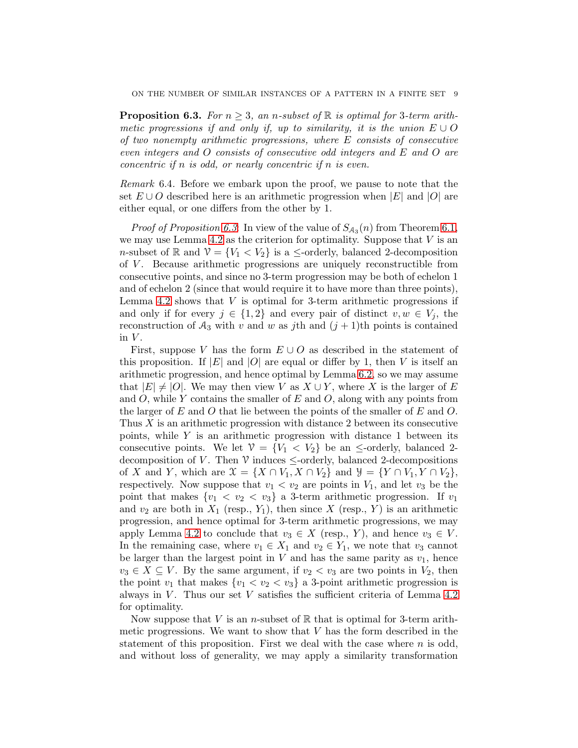**Proposition 6.3.** *For $n \geq 3$, an $n$-subset of $\mathbb{R}$ is optimal for 3-term arithmetic progressions if and only if, up to similarity, it is the union $E \cup O$ of two nonempty arithmetic progressions, where $E$ consists of consecutive even integers and $O$ consists of consecutive odd integers and $E$ and $O$ are concentric if $n$ is odd, or nearly concentric if $n$ is even.*

*Remark* 6.4. Before we embark upon the proof, we pause to note that the set $E \cup O$ described here is an arithmetic progression when $|E|$ and $|O|$ are either equal, or one differs from the other by 1.

*Proof of Proposition 6.3:* In view of the value of $S_{\mathcal{A}_3}(n)$ from Theorem 6.1, we may use Lemma 4.2 as the criterion for optimality. Suppose that $V$ is an $n$-subset of $\mathbb{R}$ and $\mathcal{V} = \{V_1 < V_2\}$ is a $\leq$-orderly, balanced 2-decomposition of $V$. Because arithmetic progressions are uniquely reconstructible from consecutive points, and since no 3-term progression may be both of echelon 1 and of echelon 2 (since that would require it to have more than three points), Lemma 4.2 shows that $V$ is optimal for 3-term arithmetic progressions if and only if for every $j \in \{1, 2\}$ and every pair of distinct $v, w \in V_j$, the reconstruction of $\mathcal{A}_3$ with $v$ and $w$ as $j$th and $(j+1)$th points is contained in $V$.

First, suppose $V$ has the form $E \cup O$ as described in the statement of this proposition. If $|E|$ and $|O|$ are equal or differ by 1, then $V$ is itself an arithmetic progression, and hence optimal by Lemma 6.2, so we may assume that $|E| \neq |O|$. We may then view $V$ as $X \cup Y$, where $X$ is the larger of $E$ and $O$, while $Y$ contains the smaller of $E$ and $O$, along with any points from the larger of $E$ and $O$ that lie between the points of the smaller of $E$ and $O$. Thus $X$ is an arithmetic progression with distance 2 between its consecutive points, while $Y$ is an arithmetic progression with distance 1 between its consecutive points. We let $\mathcal{V} = \{V_1 < V_2\}$ be an $\leq$-orderly, balanced 2-decomposition of $V$. Then $\mathcal{V}$ induces $\leq$-orderly, balanced 2-decompositions of $X$ and $Y$, which are $\mathcal{X} = \{X \cap V_1, X \cap V_2\}$ and $\mathcal{Y} = \{Y \cap V_1, Y \cap V_2\}$, respectively. Now suppose that $v_1 < v_2$ are points in $V_1$, and let $v_3$ be the point that makes $\{v_1 < v_2 < v_3\}$ a 3-term arithmetic progression. If $v_1$ and $v_2$ are both in $X_1$ (resp., $Y_1$), then since $X$ (resp., $Y$) is an arithmetic progression, and hence optimal for 3-term arithmetic progressions, we may apply Lemma 4.2 to conclude that $v_3 \in X$ (resp., $Y$), and hence $v_3 \in V$. In the remaining case, where $v_1 \in X_1$ and $v_2 \in Y_1$, we note that $v_3$ cannot be larger than the largest point in $V$ and has the same parity as $v_1$, hence $v_3 \in X \subseteq V$. By the same argument, if $v_2 < v_3$ are two points in $V_2$, then the point $v_1$ that makes $\{v_1 < v_2 < v_3\}$ a 3-point arithmetic progression is always in $V$. Thus our set $V$ satisfies the sufficient criteria of Lemma 4.2 for optimality.

Now suppose that $V$ is an $n$-subset of $\mathbb{R}$ that is optimal for 3-term arithmetic progressions. We want to show that $V$ has the form described in the statement of this proposition. First we deal with the case where $n$ is odd, and without loss of generality, we may apply a similarity transformation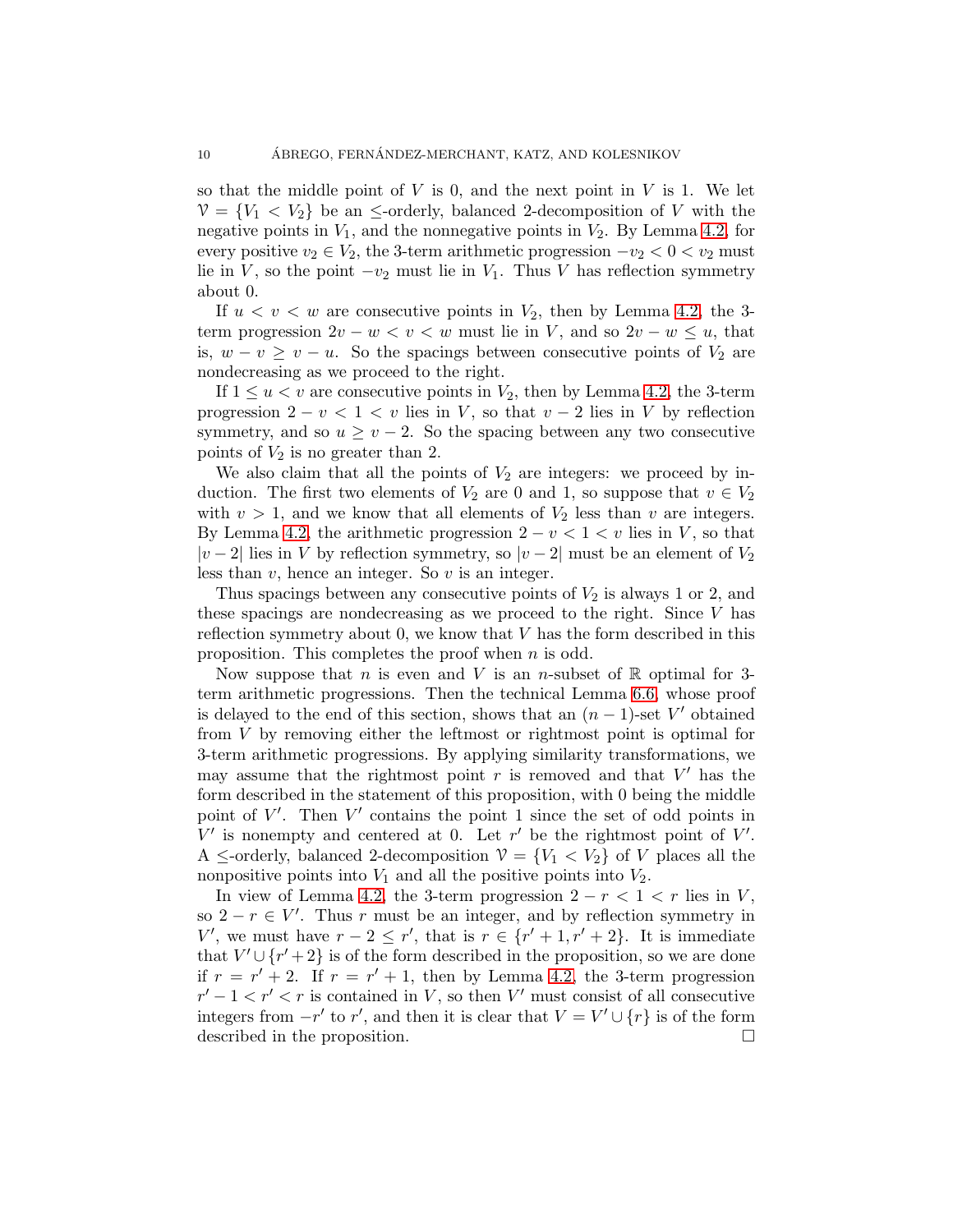so that the middle point of $V$ is 0, and the next point in $V$ is 1. We let $\mathcal{V} = \{V_1 < V_2\}$ be an $\leq$-orderly, balanced 2-decomposition of $V$ with the negative points in $V_1$, and the nonnegative points in $V_2$. By Lemma 4.2, for every positive $v_2 \in V_2$, the 3-term arithmetic progression $-v_2 < 0 < v_2$ must lie in $V$, so the point $-v_2$ must lie in $V_1$. Thus $V$ has reflection symmetry about 0.

If $u < v < w$ are consecutive points in $V_2$, then by Lemma 4.2, the 3-term progression $2v - w < v < w$ must lie in $V$, and so $2v - w \leq u$, that is, $w - v \geq v - u$. So the spacings between consecutive points of $V_2$ are nondecreasing as we proceed to the right.

If $1 \leq u < v$ are consecutive points in $V_2$, then by Lemma 4.2, the 3-term progression $2 - v < 1 < v$ lies in $V$, so that $v - 2$ lies in $V$ by reflection symmetry, and so $u \geq v - 2$. So the spacing between any two consecutive points of $V_2$ is no greater than 2.

We also claim that all the points of $V_2$ are integers: we proceed by induction. The first two elements of $V_2$ are 0 and 1, so suppose that $v \in V_2$ with $v > 1$, and we know that all elements of $V_2$ less than $v$ are integers. By Lemma 4.2, the arithmetic progression $2 - v < 1 < v$ lies in $V$, so that $|v - 2|$ lies in $V$ by reflection symmetry, so $|v - 2|$ must be an element of $V_2$ less than $v$, hence an integer. So $v$ is an integer.

Thus spacings between any consecutive points of $V_2$ is always 1 or 2, and these spacings are nondecreasing as we proceed to the right. Since $V$ has reflection symmetry about 0, we know that $V$ has the form described in this proposition. This completes the proof when $n$ is odd.

Now suppose that $n$ is even and $V$ is an $n$-subset of $\mathbb{R}$ optimal for 3-term arithmetic progressions. Then the technical Lemma 6.6, whose proof is delayed to the end of this section, shows that an $(n-1)$-set $V'$ obtained from $V$ by removing either the leftmost or rightmost point is optimal for 3-term arithmetic progressions. By applying similarity transformations, we may assume that the rightmost point $r$ is removed and that $V'$ has the form described in the statement of this proposition, with 0 being the middle point of $V'$. Then $V'$ contains the point 1 since the set of odd points in $V'$ is nonempty and centered at 0. Let $r'$ be the rightmost point of $V'$. A $\leq$-orderly, balanced 2-decomposition $\mathcal{V} = \{V_1 < V_2\}$ of $V$ places all the nonpositive points into $V_1$ and all the positive points into $V_2$.

In view of Lemma 4.2, the 3-term progression $2 - r < 1 < r$ lies in $V$, so $2 - r \in V'$. Thus $r$ must be an integer, and by reflection symmetry in $V'$, we must have $r - 2 \leq r'$, that is $r \in \{r' + 1, r' + 2\}$. It is immediate that $V' \cup \{r' + 2\}$ is of the form described in the proposition, so we are done if $r = r' + 2$. If $r = r' + 1$, then by Lemma 4.2, the 3-term progression $r' - 1 < r' < r$ is contained in $V$, so then $V'$ must consist of all consecutive integers from $-r'$ to $r'$, and then it is clear that $V = V' \cup \{r\}$ is of the form described in the proposition. □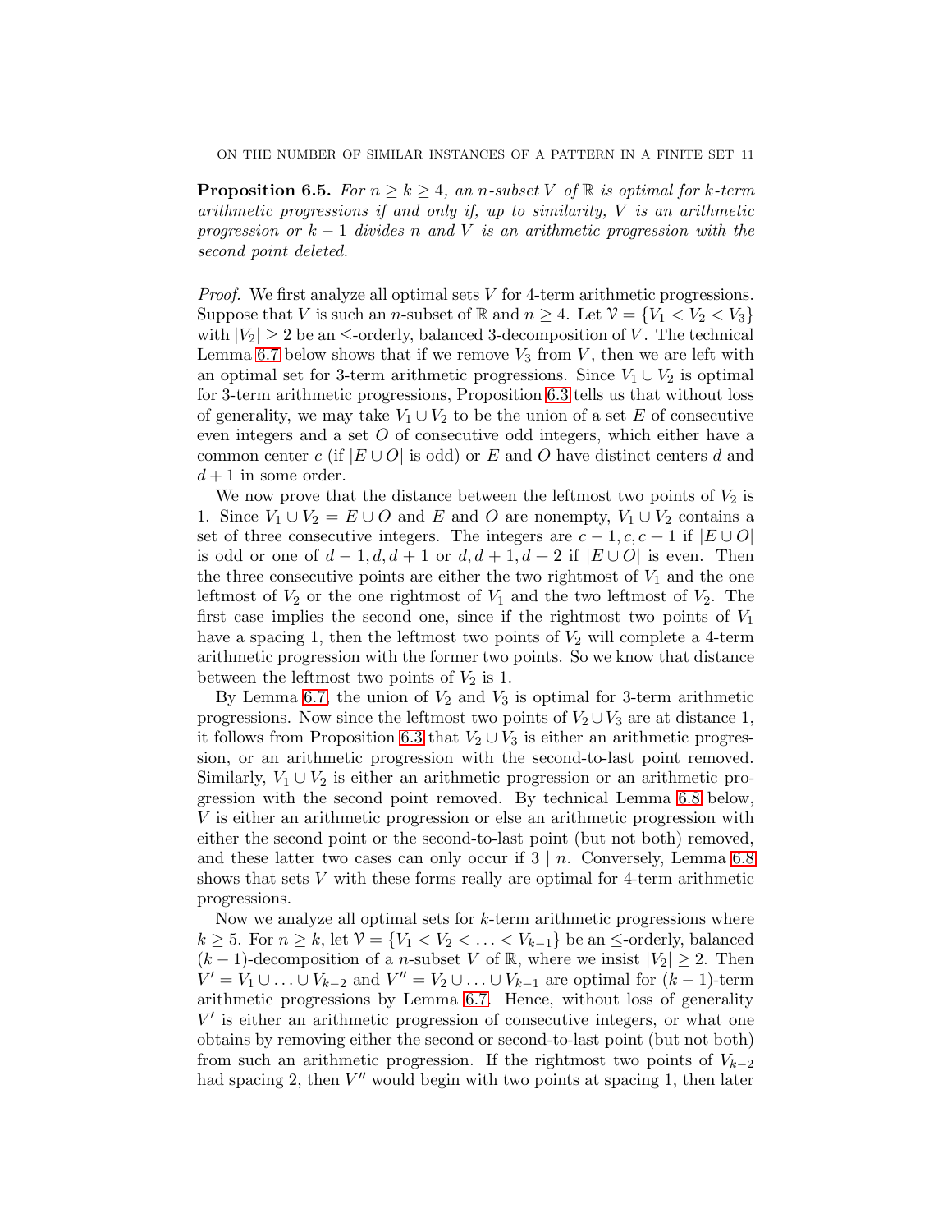**Proposition 6.5.** *For $n \geq k \geq 4$, an $n$-subset $V$ of $\mathbb{R}$ is optimal for $k$-term arithmetic progressions if and only if, up to similarity, $V$ is an arithmetic progression or $k-1$ divides $n$ and $V$ is an arithmetic progression with the second point deleted.*

*Proof.* We first analyze all optimal sets $V$ for 4-term arithmetic progressions. Suppose that $V$ is such an $n$-subset of $\mathbb{R}$ and $n \geq 4$. Let $\mathcal{V} = \{V_1 < V_2 < V_3\}$ with $|V_2| \geq 2$ be an $\leq$-orderly, balanced 3-decomposition of $V$. The technical Lemma 6.7 below shows that if we remove $V_3$ from $V$, then we are left with an optimal set for 3-term arithmetic progressions. Since $V_1 \cup V_2$ is optimal for 3-term arithmetic progressions, Proposition 6.3 tells us that without loss of generality, we may take $V_1 \cup V_2$ to be the union of a set $E$ of consecutive even integers and a set $O$ of consecutive odd integers, which either have a common center $c$ (if $|E \cup O|$ is odd) or $E$ and $O$ have distinct centers $d$ and $d+1$ in some order.

We now prove that the distance between the leftmost two points of $V_2$ is 1. Since $V_1 \cup V_2 = E \cup O$ and $E$ and $O$ are nonempty, $V_1 \cup V_2$ contains a set of three consecutive integers. The integers are $c-1, c, c+1$ if $|E \cup O|$ is odd or one of $d-1, d, d+1$ or $d, d+1, d+2$ if $|E \cup O|$ is even. Then the three consecutive points are either the two rightmost of $V_1$ and the one leftmost of $V_2$ or the one rightmost of $V_1$ and the two leftmost of $V_2$. The first case implies the second one, since if the rightmost two points of $V_1$ have a spacing 1, then the leftmost two points of $V_2$ will complete a 4-term arithmetic progression with the former two points. So we know that distance between the leftmost two points of $V_2$ is 1.

By Lemma 6.7, the union of $V_2$ and $V_3$ is optimal for 3-term arithmetic progressions. Now since the leftmost two points of $V_2 \cup V_3$ are at distance 1, it follows from Proposition 6.3 that $V_2 \cup V_3$ is either an arithmetic progression, or an arithmetic progression with the second-to-last point removed. Similarly, $V_1 \cup V_2$ is either an arithmetic progression or an arithmetic progression with the second point removed. By technical Lemma 6.8 below, $V$ is either an arithmetic progression or else an arithmetic progression with either the second point or the second-to-last point (but not both) removed, and these latter two cases can only occur if $3 \mid n$. Conversely, Lemma 6.8 shows that sets $V$ with these forms really are optimal for 4-term arithmetic progressions.

Now we analyze all optimal sets for $k$-term arithmetic progressions where $k \geq 5$. For $n \geq k$, let $\mathcal{V} = \{V_1 < V_2 < \ldots < V_{k-1}\}$ be an $\leq$-orderly, balanced $(k-1)$-decomposition of a $n$-subset $V$ of $\mathbb{R}$, where we insist $|V_2| \geq 2$. Then $V' = V_1 \cup \ldots \cup V_{k-2}$ and $V'' = V_2 \cup \ldots \cup V_{k-1}$ are optimal for $(k-1)$-term arithmetic progressions by Lemma 6.7. Hence, without loss of generality $V'$ is either an arithmetic progression of consecutive integers, or what one obtains by removing either the second or second-to-last point (but not both) from such an arithmetic progression. If the rightmost two points of $V_{k-2}$ had spacing 2, then $V''$ would begin with two points at spacing 1, then later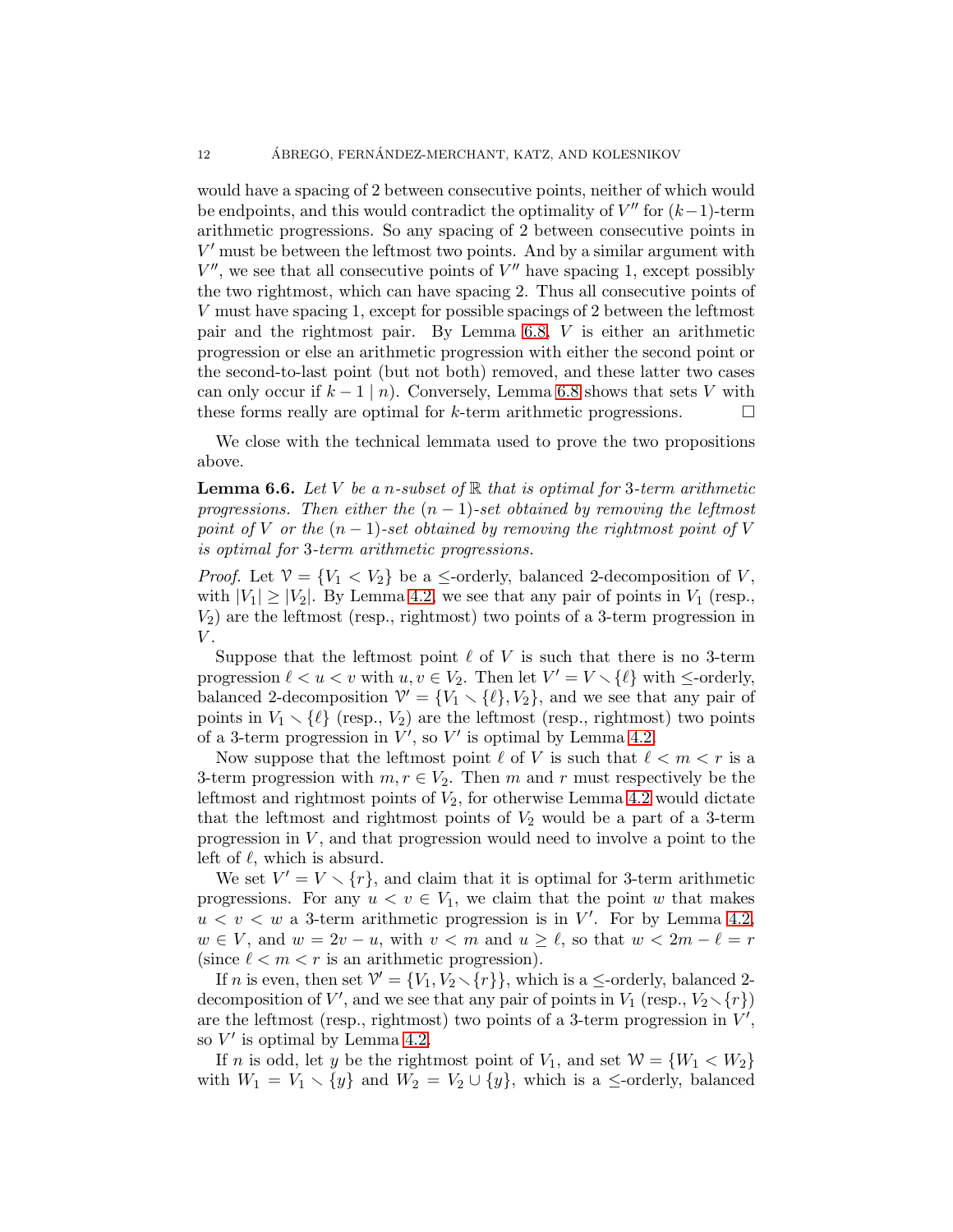would have a spacing of 2 between consecutive points, neither of which would be endpoints, and this would contradict the optimality of $V''$ for $(k-1)$-term arithmetic progressions. So any spacing of 2 between consecutive points in $V'$ must be between the leftmost two points. And by a similar argument with $V''$, we see that all consecutive points of $V''$ have spacing 1, except possibly the two rightmost, which can have spacing 2. Thus all consecutive points of $V$ must have spacing 1, except for possible spacings of 2 between the leftmost pair and the rightmost pair. By Lemma 6.8, $V$ is either an arithmetic progression or else an arithmetic progression with either the second point or the second-to-last point (but not both) removed, and these latter two cases can only occur if $k-1 \mid n$). Conversely, Lemma 6.8 shows that sets $V$ with these forms really are optimal for $k$-term arithmetic progressions. □

We close with the technical lemmata used to prove the two propositions above.

**Lemma 6.6.** *Let $V$ be a $n$-subset of $\mathbb{R}$ that is optimal for 3-term arithmetic progressions. Then either the $(n-1)$-set obtained by removing the leftmost point of $V$ or the $(n-1)$-set obtained by removing the rightmost point of $V$ is optimal for 3-term arithmetic progressions.*

*Proof.* Let $\mathcal{V} = \{V_1 < V_2\}$ be a $\leq$-orderly, balanced 2-decomposition of $V$, with $|V_1| \geq |V_2|$. By Lemma 4.2, we see that any pair of points in $V_1$ (resp., $V_2$) are the leftmost (resp., rightmost) two points of a 3-term progression in $V$.

Suppose that the leftmost point $\ell$ of $V$ is such that there is no 3-term progression $\ell < u < v$ with $u, v \in V_2$. Then let $V' = V \smallsetminus \{\ell\}$ with $\leq$-orderly, balanced 2-decomposition $\mathcal{V}' = \{V_1 \smallsetminus \{\ell\}, V_2\}$, and we see that any pair of points in $V_1 \smallsetminus \{\ell\}$ (resp., $V_2$) are the leftmost (resp., rightmost) two points of a 3-term progression in $V'$, so $V'$ is optimal by Lemma 4.2.

Now suppose that the leftmost point $\ell$ of $V$ is such that $\ell < m < r$ is a 3-term progression with $m, r \in V_2$. Then $m$ and $r$ must respectively be the leftmost and rightmost points of $V_2$, for otherwise Lemma 4.2 would dictate that the leftmost and rightmost points of $V_2$ would be a part of a 3-term progression in $V$, and that progression would need to involve a point to the left of $\ell$, which is absurd.

We set $V' = V \smallsetminus \{r\}$, and claim that it is optimal for 3-term arithmetic progressions. For any $u < v \in V_1$, we claim that the point $w$ that makes $u < v < w$ a 3-term arithmetic progression is in $V'$. For by Lemma 4.2, $w \in V$, and $w = 2v - u$, with $v < m$ and $u \geq \ell$, so that $w < 2m - \ell = r$ (since $\ell < m < r$ is an arithmetic progression).

If $n$ is even, then set $\mathcal{V}' = \{V_1, V_2 \smallsetminus \{r\}\}$, which is a $\leq$-orderly, balanced 2-decomposition of $V'$, and we see that any pair of points in $V_1$ (resp., $V_2 \smallsetminus \{r\}$) are the leftmost (resp., rightmost) two points of a 3-term progression in $V'$, so $V'$ is optimal by Lemma 4.2.

If $n$ is odd, let $y$ be the rightmost point of $V_1$, and set $\mathcal{W} = \{W_1 < W_2\}$ with $W_1 = V_1 \smallsetminus \{y\}$ and $W_2 = V_2 \cup \{y\}$, which is a $\leq$-orderly, balanced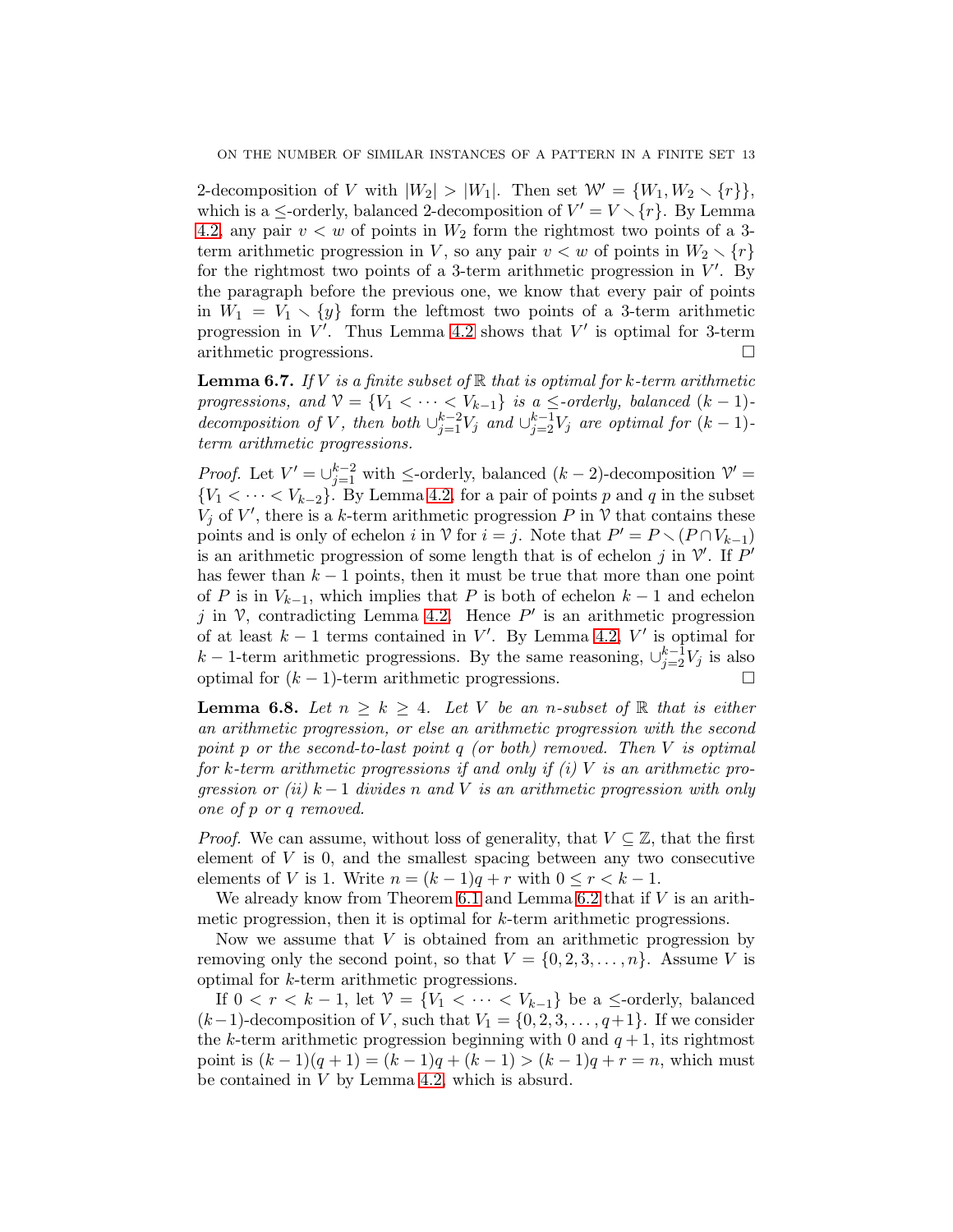2-decomposition of $V$ with $|W_2| > |W_1|$. Then set $\mathcal{W}' = \{W_1, W_2 \smallsetminus \{r\}\}$, which is a $\leq$-orderly, balanced 2-decomposition of $V' = V \smallsetminus \{r\}$. By Lemma 4.2, any pair $v < w$ of points in $W_2$ form the rightmost two points of a 3-term arithmetic progression in $V$, so any pair $v < w$ of points in $W_2 \smallsetminus \{r\}$ for the rightmost two points of a 3-term arithmetic progression in $V'$. By the paragraph before the previous one, we know that every pair of points in $W_1 = V_1 \smallsetminus \{y\}$ form the leftmost two points of a 3-term arithmetic progression in $V'$. Thus Lemma 4.2 shows that $V'$ is optimal for 3-term arithmetic progressions. $\square$

**Lemma 6.7.** *If $V$ is a finite subset of $\mathbb{R}$ that is optimal for $k$-term arithmetic progressions, and $\mathcal{V} = \{V_1 < \cdots < V_{k-1}\}$ is a $\leq$-orderly, balanced $(k-1)$-decomposition of $V$, then both $\cup_{j=1}^{k-2} V_j$ and $\cup_{j=2}^{k-1} V_j$ are optimal for $(k-1)$-term arithmetic progressions.*

*Proof.* Let $V' = \cup_{j=1}^{k-2}$ with $\leq$-orderly, balanced $(k-2)$-decomposition $\mathcal{V}' = \{V_1 < \cdots < V_{k-2}\}$. By Lemma 4.2, for a pair of points $p$ and $q$ in the subset $V_j$ of $V'$, there is a $k$-term arithmetic progression $P$ in $\mathcal{V}$ that contains these points and is only of echelon $i$ in $\mathcal{V}$ for $i = j$. Note that $P' = P \smallsetminus (P \cap V_{k-1})$ is an arithmetic progression of some length that is of echelon $j$ in $\mathcal{V}'$. If $P'$ has fewer than $k-1$ points, then it must be true that more than one point of $P$ is in $V_{k-1}$, which implies that $P$ is both of echelon $k-1$ and echelon $j$ in $\mathcal{V}$, contradicting Lemma 4.2. Hence $P'$ is an arithmetic progression of at least $k-1$ terms contained in $V'$. By Lemma 4.2, $V'$ is optimal for $k-1$-term arithmetic progressions. By the same reasoning, $\cup_{j=2}^{k-1} V_j$ is also optimal for $(k-1)$-term arithmetic progressions. $\square$

**Lemma 6.8.** *Let $n \geq k \geq 4$. Let $V$ be an $n$-subset of $\mathbb{R}$ that is either an arithmetic progression, or else an arithmetic progression with the second point $p$ or the second-to-last point $q$ (or both) removed. Then $V$ is optimal for $k$-term arithmetic progressions if and only if (i) $V$ is an arithmetic progression or (ii) $k-1$ divides $n$ and $V$ is an arithmetic progression with only one of $p$ or $q$ removed.*

*Proof.* We can assume, without loss of generality, that $V \subseteq \mathbb{Z}$, that the first element of $V$ is 0, and the smallest spacing between any two consecutive elements of $V$ is 1. Write $n = (k-1)q + r$ with $0 \leq r < k-1$.

We already know from Theorem 6.1 and Lemma 6.2 that if $V$ is an arithmetic progression, then it is optimal for $k$-term arithmetic progressions.

Now we assume that $V$ is obtained from an arithmetic progression by removing only the second point, so that $V = \{0, 2, 3, \ldots, n\}$. Assume $V$ is optimal for $k$-term arithmetic progressions.

If $0 < r < k-1$, let $\mathcal{V} = \{V_1 < \cdots < V_{k-1}\}$ be a $\leq$-orderly, balanced $(k-1)$-decomposition of $V$, such that $V_1 = \{0, 2, 3, \ldots, q+1\}$. If we consider the $k$-term arithmetic progression beginning with 0 and $q+1$, its rightmost point is $(k-1)(q+1) = (k-1)q + (k-1) > (k-1)q + r = n$, which must be contained in $V$ by Lemma 4.2, which is absurd.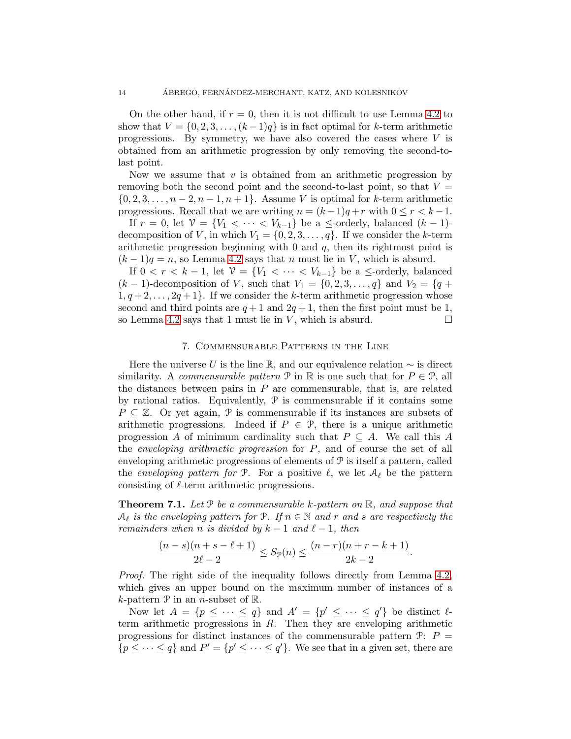On the other hand, if $r = 0$, then it is not difficult to use Lemma 4.2 to show that $V = \{0, 2, 3, \ldots, (k-1)q\}$ is in fact optimal for $k$-term arithmetic progressions. By symmetry, we have also covered the cases where $V$ is obtained from an arithmetic progression by only removing the second-to-last point.

Now we assume that $v$ is obtained from an arithmetic progression by removing both the second point and the second-to-last point, so that $V = \{0, 2, 3, \ldots, n-2, n-1, n+1\}$. Assume $V$ is optimal for $k$-term arithmetic progressions. Recall that we are writing $n = (k-1)q + r$ with $0 \le r < k-1$.

If $r = 0$, let $\mathcal{V} = \{V_1 < \cdots < V_{k-1}\}$ be a $\le$-orderly, balanced $(k-1)$-decomposition of $V$, in which $V_1 = \{0, 2, 3, \ldots, q\}$. If we consider the $k$-term arithmetic progression beginning with $0$ and $q$, then its rightmost point is $(k-1)q = n$, so Lemma 4.2 says that $n$ must lie in $V$, which is absurd.

If $0 < r < k-1$, let $\mathcal{V} = \{V_1 < \cdots < V_{k-1}\}$ be a $\le$-orderly, balanced $(k-1)$-decomposition of $V$, such that $V_1 = \{0, 2, 3, \ldots, q\}$ and $V_2 = \{q+1, q+2, \ldots, 2q+1\}$. If we consider the $k$-term arithmetic progression whose second and third points are $q+1$ and $2q+1$, then the first point must be $1$, so Lemma 4.2 says that $1$ must lie in $V$, which is absurd. $\square$

## 7. Commensurable Patterns in the Line

Here the universe $U$ is the line $\mathbb{R}$, and our equivalence relation $\sim$ is direct similarity. A *commensurable pattern* $\mathcal{P}$ in $\mathbb{R}$ is one such that for $P \in \mathcal{P}$, all the distances between pairs in $P$ are commensurable, that is, are related by rational ratios. Equivalently, $\mathcal{P}$ is commensurable if it contains some $P \subseteq \mathbb{Z}$. Or yet again, $\mathcal{P}$ is commensurable if its instances are subsets of arithmetic progressions. Indeed if $P \in \mathcal{P}$, there is a unique arithmetic progression $A$ of minimum cardinality such that $P \subseteq A$. We call this $A$ the *enveloping arithmetic progression* for $P$, and of course the set of all enveloping arithmetic progressions of elements of $\mathcal{P}$ is itself a pattern, called the *enveloping pattern for* $\mathcal{P}$. For a positive $\ell$, we let $\mathcal{A}_\ell$ be the pattern consisting of $\ell$-term arithmetic progressions.

**Theorem 7.1.** *Let $\mathcal{P}$ be a commensurable $k$-pattern on $\mathbb{R}$, and suppose that $\mathcal{A}_\ell$ is the enveloping pattern for $\mathcal{P}$. If $n \in \mathbb{N}$ and $r$ and $s$ are respectively the remainders when $n$ is divided by $k-1$ and $\ell - 1$, then*

$$\frac{(n-s)(n+s-\ell+1)}{2\ell-2} \le S_{\mathcal{P}}(n) \le \frac{(n-r)(n+r-k+1)}{2k-2}.$$

*Proof.* The right side of the inequality follows directly from Lemma 4.2, which gives an upper bound on the maximum number of instances of a $k$-pattern $\mathcal{P}$ in an $n$-subset of $\mathbb{R}$.

Now let $A = \{p \le \cdots \le q\}$ and $A' = \{p' \le \cdots \le q'\}$ be distinct $\ell$-term arithmetic progressions in $R$. Then they are enveloping arithmetic progressions for distinct instances of the commensurable pattern $\mathcal{P}$: $P = \{p \le \cdots \le q\}$ and $P' = \{p' \le \cdots \le q'\}$. We see that in a given set, there are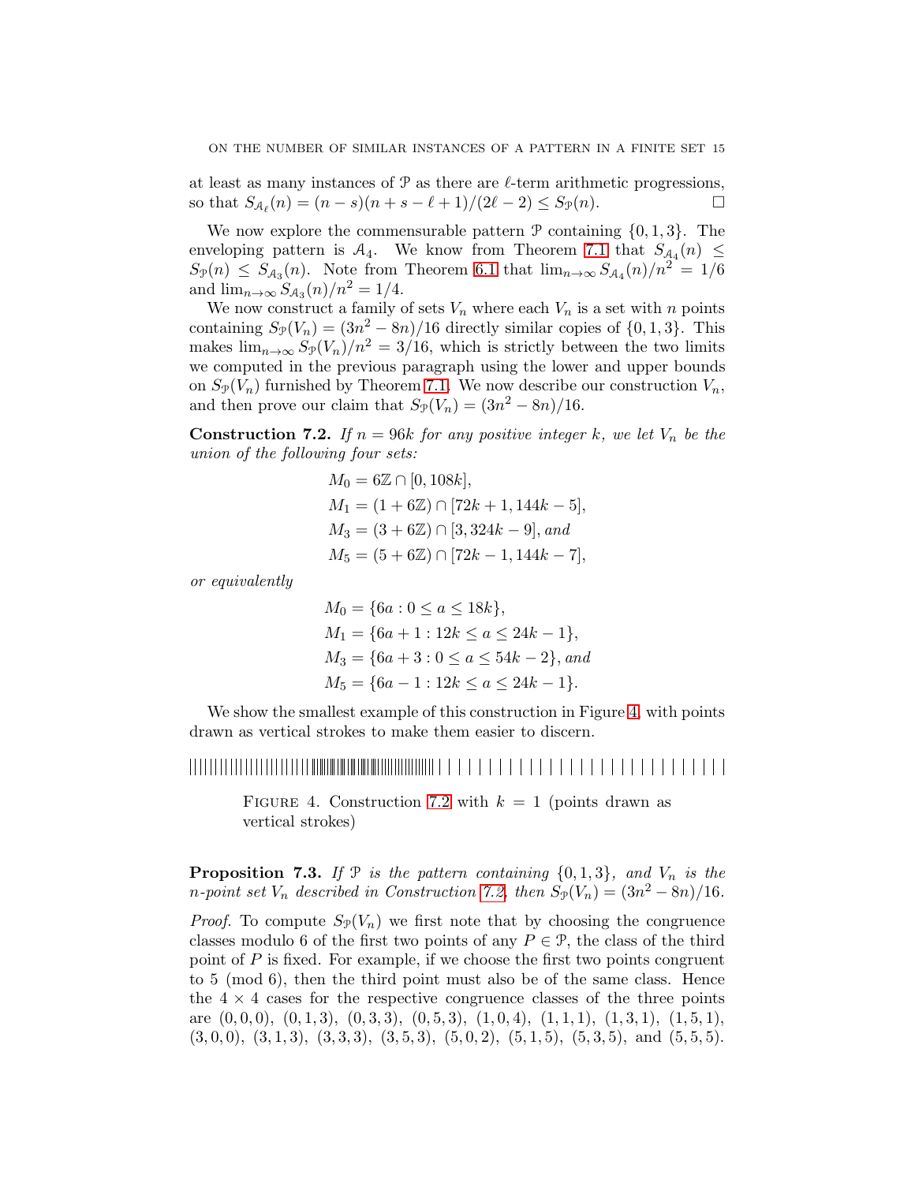at least as many instances of $\mathcal{P}$ as there are $\ell$-term arithmetic progressions, so that $S_{\mathcal{A}_\ell}(n) = (n-s)(n+s-\ell+1)/(2\ell-2) \le S_{\mathcal{P}}(n)$. $\square$

We now explore the commensurable pattern $\mathcal{P}$ containing $\{0, 1, 3\}$. The enveloping pattern is $\mathcal{A}_4$. We know from Theorem 7.1 that $S_{\mathcal{A}_4}(n) \le S_{\mathcal{P}}(n) \le S_{\mathcal{A}_3}(n)$. Note from Theorem 6.1 that $\lim_{n\to\infty} S_{\mathcal{A}_4}(n)/n^2 = 1/6$ and $\lim_{n\to\infty} S_{\mathcal{A}_3}(n)/n^2 = 1/4$.

We now construct a family of sets $V_n$ where each $V_n$ is a set with $n$ points containing $S_{\mathcal{P}}(V_n) = (3n^2 - 8n)/16$ directly similar copies of $\{0, 1, 3\}$. This makes $\lim_{n\to\infty} S_{\mathcal{P}}(V_n)/n^2 = 3/16$, which is strictly between the two limits we computed in the previous paragraph using the lower and upper bounds on $S_{\mathcal{P}}(V_n)$ furnished by Theorem 7.1. We now describe our construction $V_n$, and then prove our claim that $S_{\mathcal{P}}(V_n) = (3n^2 - 8n)/16$.

**Construction 7.2.** *If $n = 96k$ for any positive integer $k$, we let $V_n$ be the union of the following four sets:*

$$
\begin{aligned}
M_0 &= 6\mathbb{Z} \cap [0, 108k],\\
M_1 &= (1 + 6\mathbb{Z}) \cap [72k + 1, 144k - 5],\\
M_3 &= (3 + 6\mathbb{Z}) \cap [3, 324k - 9], \text{ and}\\
M_5 &= (5 + 6\mathbb{Z}) \cap [72k - 1, 144k - 7],
\end{aligned}
$$

*or equivalently*

$$
\begin{aligned}
M_0 &= \{6a : 0 \le a \le 18k\},\\
M_1 &= \{6a + 1 : 12k \le a \le 24k - 1\},\\
M_3 &= \{6a + 3 : 0 \le a \le 54k - 2\}, \text{ and}\\
M_5 &= \{6a - 1 : 12k \le a \le 24k - 1\}.
\end{aligned}
$$

We show the smallest example of this construction in Figure 4, with points drawn as vertical strokes to make them easier to discern.

FIGURE 4. Construction 7.2 with $k = 1$ (points drawn as vertical strokes)

**Proposition 7.3.** *If $\mathcal{P}$ is the pattern containing $\{0, 1, 3\}$, and $V_n$ is the $n$-point set $V_n$ described in Construction 7.2, then $S_{\mathcal{P}}(V_n) = (3n^2 - 8n)/16$.*

*Proof.* To compute $S_{\mathcal{P}}(V_n)$ we first note that by choosing the congruence classes modulo 6 of the first two points of any $P \in \mathcal{P}$, the class of the third point of $P$ is fixed. For example, if we choose the first two points congruent to 5 (mod 6), then the third point must also be of the same class. Hence the $4 \times 4$ cases for the respective congruence classes of the three points are $(0, 0, 0)$, $(0, 1, 3)$, $(0, 3, 3)$, $(0, 5, 3)$, $(1, 0, 4)$, $(1, 1, 1)$, $(1, 3, 1)$, $(1, 5, 1)$, $(3, 0, 0)$, $(3, 1, 3)$, $(3, 3, 3)$, $(3, 5, 3)$, $(5, 0, 2)$, $(5, 1, 5)$, $(5, 3, 5)$, and $(5, 5, 5)$.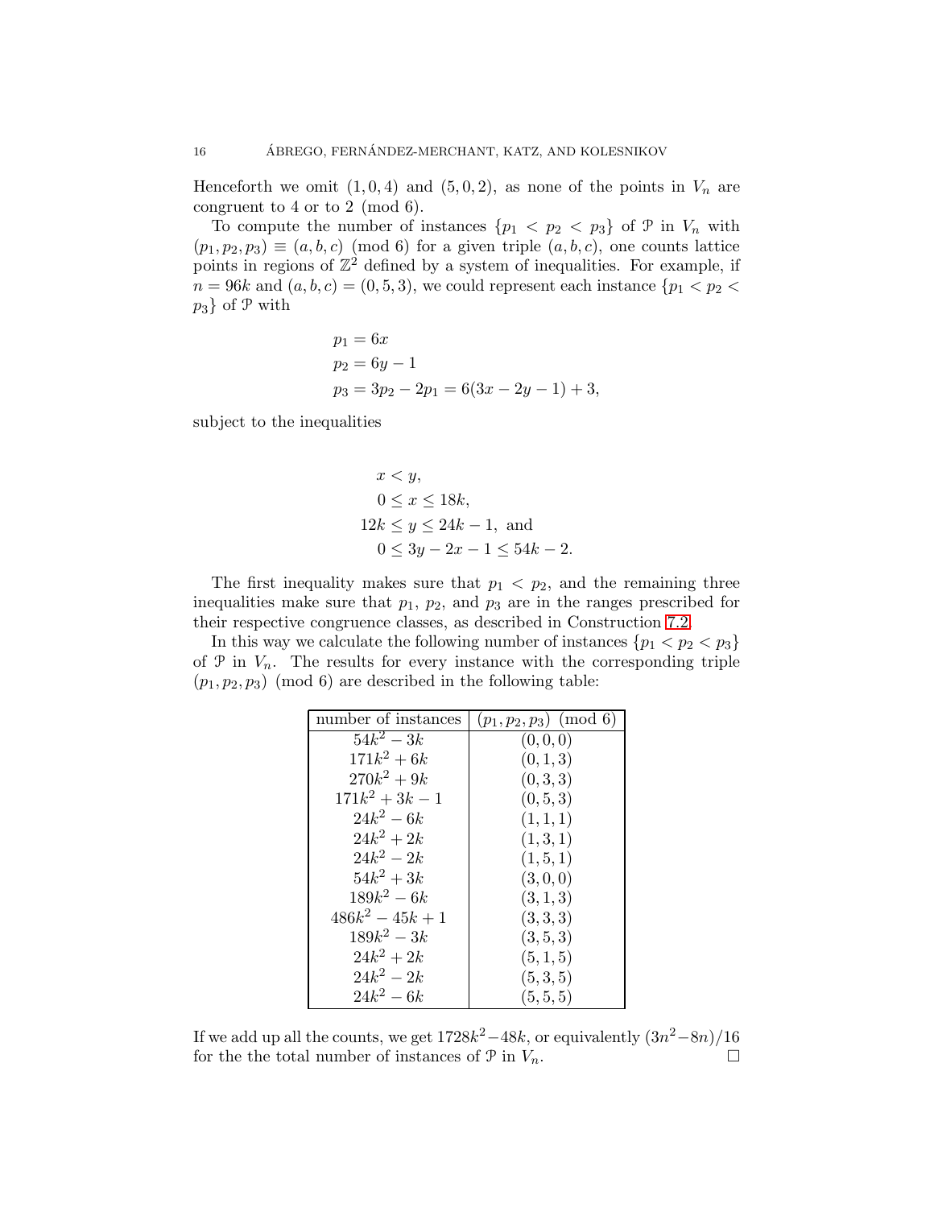Henceforth we omit $(1, 0, 4)$ and $(5, 0, 2)$, as none of the points in $V_n$ are congruent to 4 or to 2 (mod 6).

To compute the number of instances $\{p_1 < p_2 < p_3\}$ of $\mathcal{P}$ in $V_n$ with $(p_1, p_2, p_3) \equiv (a, b, c) \pmod 6$ for a given triple $(a, b, c)$, one counts lattice points in regions of $\mathbb{Z}^2$ defined by a system of inequalities. For example, if $n = 96k$ and $(a, b, c) = (0, 5, 3)$, we could represent each instance $\{p_1 < p_2 < p_3\}$ of $\mathcal{P}$ with

$$
\begin{aligned}
p_1 &= 6x \\
p_2 &= 6y - 1 \\
p_3 &= 3p_2 - 2p_1 = 6(3x - 2y - 1) + 3,
\end{aligned}
$$

subject to the inequalities

$$
\begin{aligned}
x &< y, \\
0 \le x &\le 18k, \\
12k \le y &\le 24k - 1, \text{ and} \\
0 \le 3y - 2x - 1 &\le 54k - 2.
\end{aligned}
$$

The first inequality makes sure that $p_1 < p_2$, and the remaining three inequalities make sure that $p_1$, $p_2$, and $p_3$ are in the ranges prescribed for their respective congruence classes, as described in Construction 7.2.

In this way we calculate the following number of instances $\{p_1 < p_2 < p_3\}$ of $\mathcal{P}$ in $V_n$. The results for every instance with the corresponding triple $(p_1, p_2, p_3) \pmod 6$ are described in the following table:

| number of instances | $(p_1, p_2, p_3) \pmod 6$ |
| --- | --- |
| $54k^2 - 3k$ | $(0, 0, 0)$ |
| $171k^2 + 6k$ | $(0, 1, 3)$ |
| $270k^2 + 9k$ | $(0, 3, 3)$ |
| $171k^2 + 3k - 1$ | $(0, 5, 3)$ |
| $24k^2 - 6k$ | $(1, 1, 1)$ |
| $24k^2 + 2k$ | $(1, 3, 1)$ |
| $24k^2 - 2k$ | $(1, 5, 1)$ |
| $54k^2 + 3k$ | $(3, 0, 0)$ |
| $189k^2 - 6k$ | $(3, 1, 3)$ |
| $486k^2 - 45k + 1$ | $(3, 3, 3)$ |
| $189k^2 - 3k$ | $(3, 5, 3)$ |
| $24k^2 + 2k$ | $(5, 1, 5)$ |
| $24k^2 - 2k$ | $(5, 3, 5)$ |
| $24k^2 - 6k$ | $(5, 5, 5)$ |

If we add up all the counts, we get $1728k^2 - 48k$, or equivalently $(3n^2 - 8n)/16$ for the the total number of instances of $\mathcal{P}$ in $V_n$. $\square$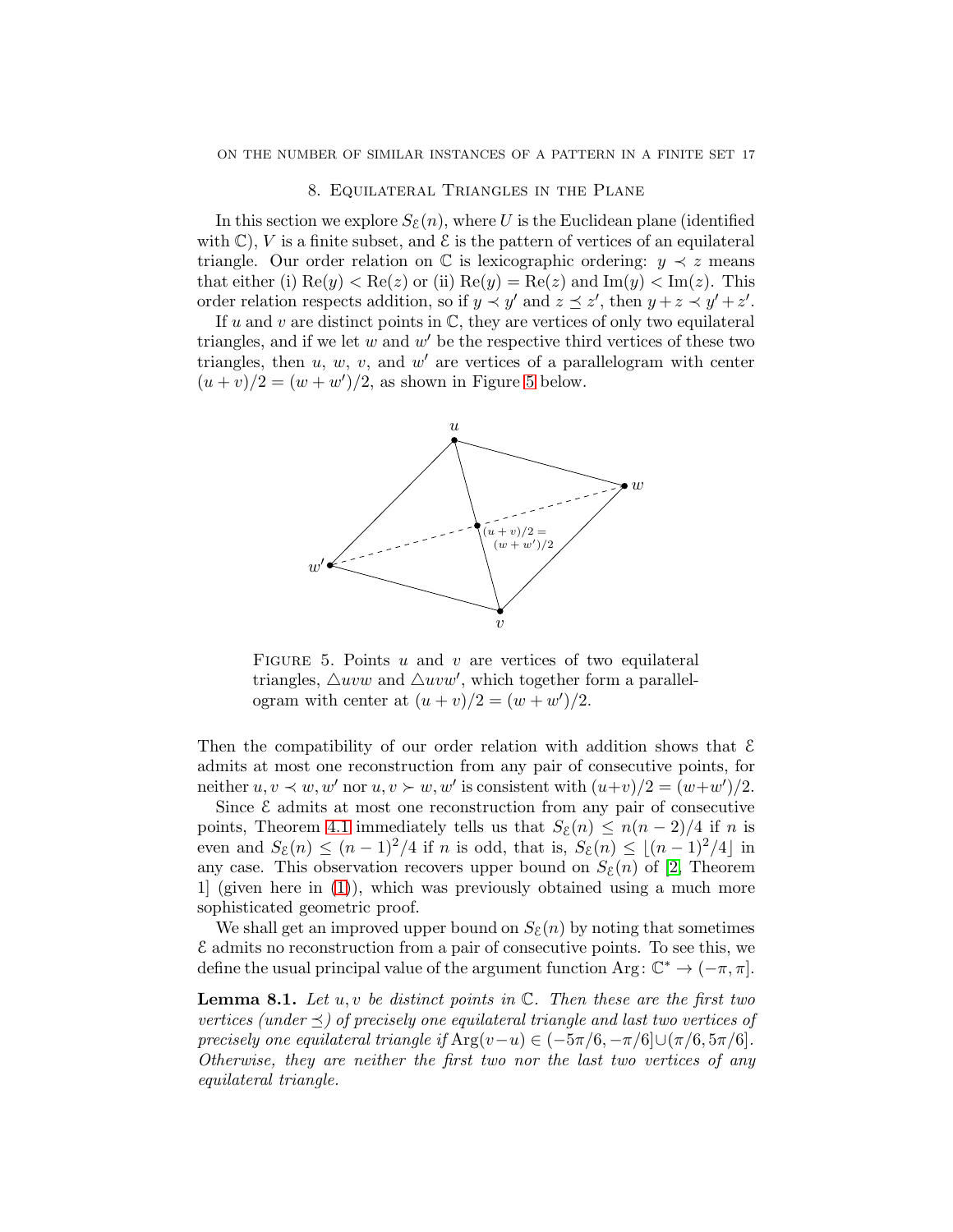## 8. Equilateral Triangles in the Plane

In this section we explore $S_{\mathcal{E}}(n)$, where $U$ is the Euclidean plane (identified with $\mathbb{C}$), $V$ is a finite subset, and $\mathcal{E}$ is the pattern of vertices of an equilateral triangle. Our order relation on $\mathbb{C}$ is lexicographic ordering: $y \prec z$ means that either (i) $\mathrm{Re}(y) < \mathrm{Re}(z)$ or (ii) $\mathrm{Re}(y) = \mathrm{Re}(z)$ and $\mathrm{Im}(y) < \mathrm{Im}(z)$. This order relation respects addition, so if $y \prec y'$ and $z \preceq z'$, then $y + z \prec y' + z'$.

If $u$ and $v$ are distinct points in $\mathbb{C}$, they are vertices of only two equilateral triangles, and if we let $w$ and $w'$ be the respective third vertices of these two triangles, then $u$, $w$, $v$, and $w'$ are vertices of a parallelogram with center $(u + v)/2 = (w + w')/2$, as shown in Figure 5 below.

Figure 5. Points $u$ and $v$ are vertices of two equilateral triangles, $\triangle uvw$ and $\triangle uvw'$, which together form a parallelogram with center at $(u + v)/2 = (w + w')/2$.

Then the compatibility of our order relation with addition shows that $\mathcal{E}$ admits at most one reconstruction from any pair of consecutive points, for neither $u, v \prec w, w'$ nor $u, v \succ w, w'$ is consistent with $(u+v)/2 = (w+w')/2$.

Since $\mathcal{E}$ admits at most one reconstruction from any pair of consecutive points, Theorem 4.1 immediately tells us that $S_{\mathcal{E}}(n) \leq n(n-2)/4$ if $n$ is even and $S_{\mathcal{E}}(n) \leq (n-1)^2/4$ if $n$ is odd, that is, $S_{\mathcal{E}}(n) \leq \lfloor (n-1)^2/4 \rfloor$ in any case. This observation recovers upper bound on $S_{\mathcal{E}}(n)$ of [2, Theorem 1] (given here in (1)), which was previously obtained using a much more sophisticated geometric proof.

We shall get an improved upper bound on $S_{\mathcal{E}}(n)$ by noting that sometimes $\mathcal{E}$ admits no reconstruction from a pair of consecutive points. To see this, we define the usual principal value of the argument function $\mathrm{Arg}\colon \mathbb{C}^* \to (-\pi, \pi]$.

**Lemma 8.1.** *Let $u, v$ be distinct points in $\mathbb{C}$. Then these are the first two vertices (under $\preceq$) of precisely one equilateral triangle and last two vertices of precisely one equilateral triangle if $\mathrm{Arg}(v-u) \in (-5\pi/6, -\pi/6] \cup (\pi/6, 5\pi/6]$. Otherwise, they are neither the first two nor the last two vertices of any equilateral triangle.*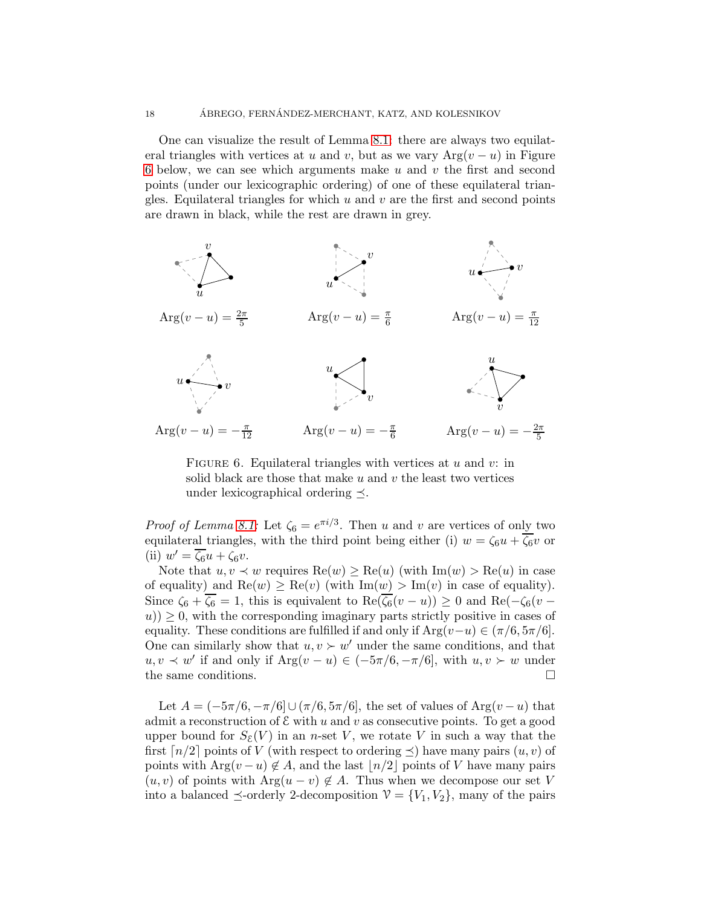One can visualize the result of Lemma 8.1: there are always two equilateral triangles with vertices at $u$ and $v$, but as we vary $\mathrm{Arg}(v-u)$ in Figure 6 below, we can see which arguments make $u$ and $v$ the first and second points (under our lexicographic ordering) of one of these equilateral triangles. Equilateral triangles for which $u$ and $v$ are the first and second points are drawn in black, while the rest are drawn in grey.

$\mathrm{Arg}(v-u) = \frac{2\pi}{5}$ $\qquad$ $\mathrm{Arg}(v-u) = \frac{\pi}{6}$ $\qquad$ $\mathrm{Arg}(v-u) = \frac{\pi}{12}$

$\mathrm{Arg}(v-u) = -\frac{\pi}{12}$ $\qquad$ $\mathrm{Arg}(v-u) = -\frac{\pi}{6}$ $\qquad$ $\mathrm{Arg}(v-u) = -\frac{2\pi}{5}$

Figure 6. Equilateral triangles with vertices at $u$ and $v$: in solid black are those that make $u$ and $v$ the least two vertices under lexicographical ordering $\preceq$.

*Proof of Lemma 8.1:* Let $\zeta_6 = e^{\pi i/3}$. Then $u$ and $v$ are vertices of only two equilateral triangles, with the third point being either (i) $w = \zeta_6 u + \overline{\zeta_6} v$ or (ii) $w' = \overline{\zeta_6} u + \zeta_6 v$.

Note that $u, v \prec w$ requires $\mathrm{Re}(w) \geq \mathrm{Re}(u)$ (with $\mathrm{Im}(w) > \mathrm{Re}(u)$ in case of equality) and $\mathrm{Re}(w) \geq \mathrm{Re}(v)$ (with $\mathrm{Im}(w) > \mathrm{Im}(v)$ in case of equality). Since $\zeta_6 + \overline{\zeta_6} = 1$, this is equivalent to $\mathrm{Re}(\overline{\zeta_6}(v-u)) \geq 0$ and $\mathrm{Re}(-\zeta_6(v-u)) \geq 0$, with the corresponding imaginary parts strictly positive in cases of equality. These conditions are fulfilled if and only if $\mathrm{Arg}(v-u) \in (\pi/6, 5\pi/6]$. One can similarly show that $u, v \succ w'$ under the same conditions, and that $u, v \prec w'$ if and only if $\mathrm{Arg}(v-u) \in (-5\pi/6, -\pi/6]$, with $u, v \succ w$ under the same conditions. $\square$

Let $A = (-5\pi/6, -\pi/6] \cup (\pi/6, 5\pi/6]$, the set of values of $\mathrm{Arg}(v-u)$ that admit a reconstruction of $\mathcal{E}$ with $u$ and $v$ as consecutive points. To get a good upper bound for $S_{\mathcal{E}}(V)$ in an $n$-set $V$, we rotate $V$ in such a way that the first $\lceil n/2 \rceil$ points of $V$ (with respect to ordering $\preceq$) have many pairs $(u, v)$ of points with $\mathrm{Arg}(v-u) \notin A$, and the last $\lfloor n/2 \rfloor$ points of $V$ have many pairs $(u, v)$ of points with $\mathrm{Arg}(u-v) \notin A$. Thus when we decompose our set $V$ into a balanced $\preceq$-orderly 2-decomposition $\mathcal{V} = \{V_1, V_2\}$, many of the pairs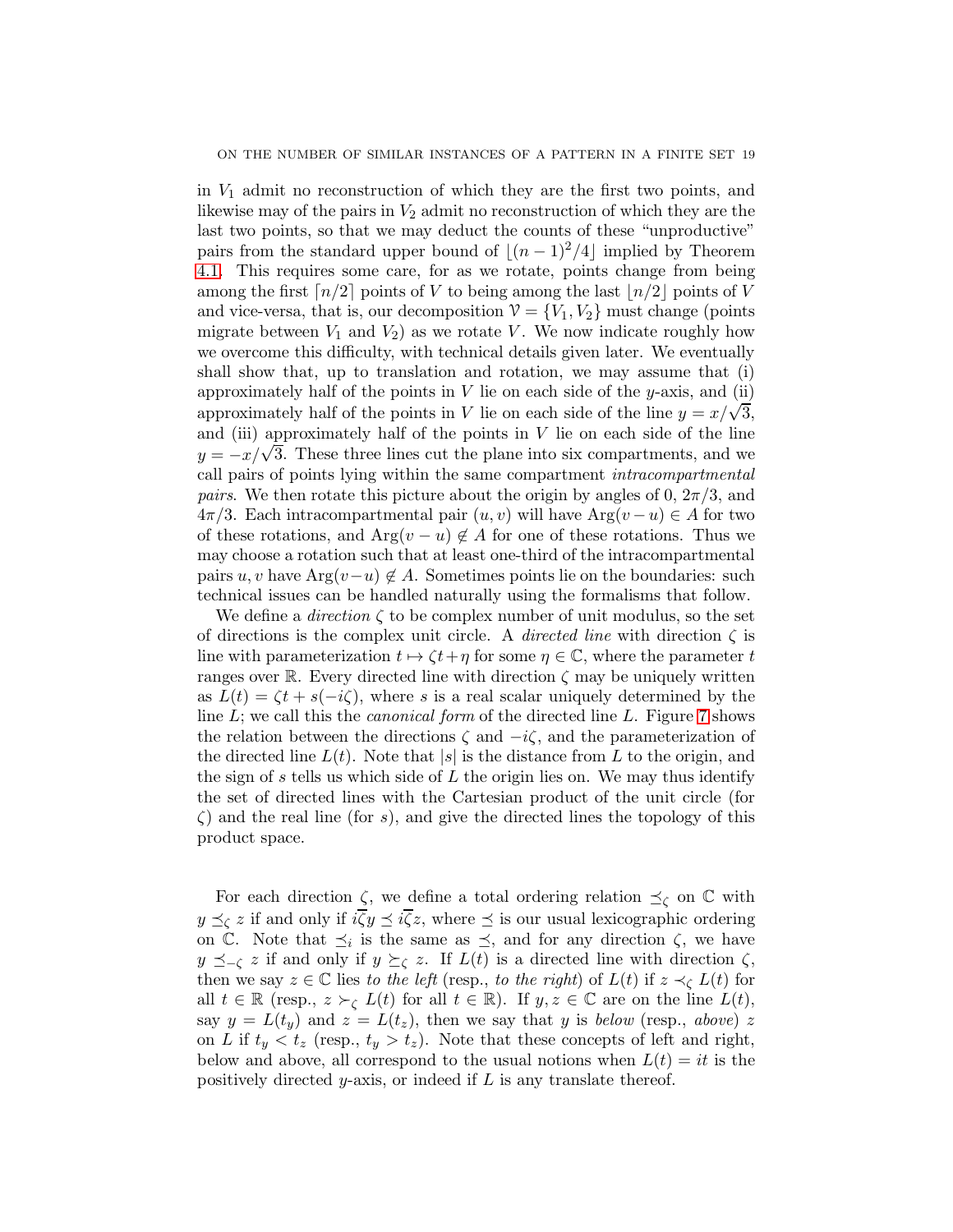in $V_1$ admit no reconstruction of which they are the first two points, and likewise may of the pairs in $V_2$ admit no reconstruction of which they are the last two points, so that we may deduct the counts of these "unproductive" pairs from the standard upper bound of $\lfloor (n-1)^2/4 \rfloor$ implied by Theorem 4.1. This requires some care, for as we rotate, points change from being among the first $\lceil n/2 \rceil$ points of $V$ to being among the last $\lfloor n/2 \rfloor$ points of $V$ and vice-versa, that is, our decomposition $\mathcal{V} = \{V_1, V_2\}$ must change (points migrate between $V_1$ and $V_2$) as we rotate $V$. We now indicate roughly how we overcome this difficulty, with technical details given later. We eventually shall show that, up to translation and rotation, we may assume that (i) approximately half of the points in $V$ lie on each side of the $y$-axis, and (ii) approximately half of the points in $V$ lie on each side of the line $y = x/\sqrt{3}$, and (iii) approximately half of the points in $V$ lie on each side of the line $y = -x/\sqrt{3}$. These three lines cut the plane into six compartments, and we call pairs of points lying within the same compartment *intracompartmental pairs*. We then rotate this picture about the origin by angles of 0, $2\pi/3$, and $4\pi/3$. Each intracompartmental pair $(u, v)$ will have $\operatorname{Arg}(v - u) \in A$ for two of these rotations, and $\operatorname{Arg}(v - u) \notin A$ for one of these rotations. Thus we may choose a rotation such that at least one-third of the intracompartmental pairs $u, v$ have $\operatorname{Arg}(v - u) \notin A$. Sometimes points lie on the boundaries: such technical issues can be handled naturally using the formalisms that follow.

We define a *direction* $\zeta$ to be complex number of unit modulus, so the set of directions is the complex unit circle. A *directed line* with direction $\zeta$ is line with parameterization $t \mapsto \zeta t + \eta$ for some $\eta \in \mathbb{C}$, where the parameter $t$ ranges over $\mathbb{R}$. Every directed line with direction $\zeta$ may be uniquely written as $L(t) = \zeta t + s(-i\zeta)$, where $s$ is a real scalar uniquely determined by the line $L$; we call this the *canonical form* of the directed line $L$. Figure 7 shows the relation between the directions $\zeta$ and $-i\zeta$, and the parameterization of the directed line $L(t)$. Note that $|s|$ is the distance from $L$ to the origin, and the sign of $s$ tells us which side of $L$ the origin lies on. We may thus identify the set of directed lines with the Cartesian product of the unit circle (for $\zeta$) and the real line (for $s$), and give the directed lines the topology of this product space.

For each direction $\zeta$, we define a total ordering relation $\preceq_\zeta$ on $\mathbb{C}$ with $y \preceq_\zeta z$ if and only if $i\overline{\zeta} y \preceq i\overline{\zeta} z$, where $\preceq$ is our usual lexicographic ordering on $\mathbb{C}$. Note that $\preceq_i$ is the same as $\preceq$, and for any direction $\zeta$, we have $y \preceq_{-\zeta} z$ if and only if $y \succeq_\zeta z$. If $L(t)$ is a directed line with direction $\zeta$, then we say $z \in \mathbb{C}$ lies *to the left* (resp., *to the right*) of $L(t)$ if $z \prec_\zeta L(t)$ for all $t \in \mathbb{R}$ (resp., $z \succ_\zeta L(t)$ for all $t \in \mathbb{R}$). If $y, z \in \mathbb{C}$ are on the line $L(t)$, say $y = L(t_y)$ and $z = L(t_z)$, then we say that $y$ is *below* (resp., *above*) $z$ on $L$ if $t_y < t_z$ (resp., $t_y > t_z$). Note that these concepts of left and right, below and above, all correspond to the usual notions when $L(t) = it$ is the positively directed $y$-axis, or indeed if $L$ is any translate thereof.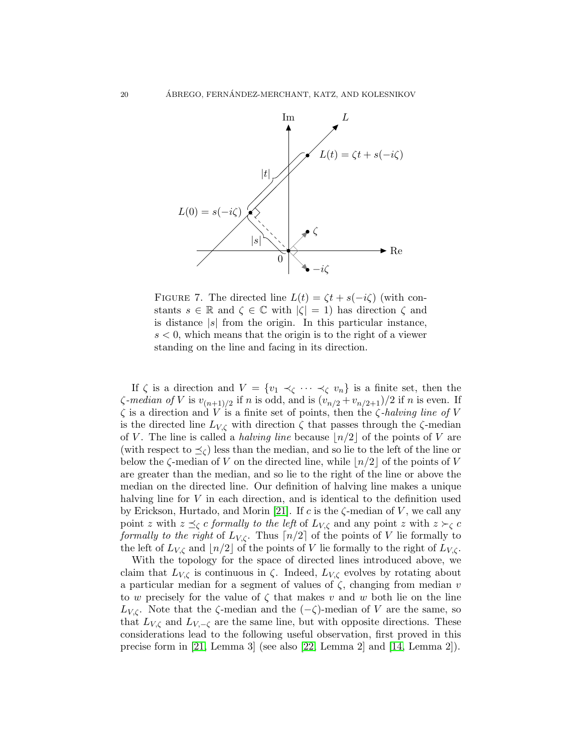FIGURE 7. The directed line $L(t) = \zeta t + s(-i\zeta)$ (with constants $s \in \mathbb{R}$ and $\zeta \in \mathbb{C}$ with $|\zeta| = 1$) has direction $\zeta$ and is distance $|s|$ from the origin. In this particular instance, $s < 0$, which means that the origin is to the right of a viewer standing on the line and facing in its direction.

If $\zeta$ is a direction and $V = \{v_1 \prec_\zeta \cdots \prec_\zeta v_n\}$ is a finite set, then the *$\zeta$-median of $V$* is $v_{(n+1)/2}$ if $n$ is odd, and is $(v_{n/2} + v_{n/2+1})/2$ if $n$ is even. If $\zeta$ is a direction and $V$ is a finite set of points, then the *$\zeta$-halving line of $V$* is the directed line $L_{V,\zeta}$ with direction $\zeta$ that passes through the $\zeta$-median of $V$. The line is called a *halving line* because $\lfloor n/2 \rfloor$ of the points of $V$ are (with respect to $\preceq_\zeta$) less than the median, and so lie to the left of the line or below the $\zeta$-median of $V$ on the directed line, while $\lfloor n/2 \rfloor$ of the points of $V$ are greater than the median, and so lie to the right of the line or above the median on the directed line. Our definition of halving line makes a unique halving line for $V$ in each direction, and is identical to the definition used by Erickson, Hurtado, and Morin [21]. If $c$ is the $\zeta$-median of $V$, we call any point $z$ with $z \preceq_\zeta c$ *formally to the left* of $L_{V,\zeta}$ and any point $z$ with $z \succ_\zeta c$ *formally to the right* of $L_{V,\zeta}$. Thus $\lceil n/2 \rceil$ of the points of $V$ lie formally to the left of $L_{V,\zeta}$ and $\lfloor n/2 \rfloor$ of the points of $V$ lie formally to the right of $L_{V,\zeta}$.

With the topology for the space of directed lines introduced above, we claim that $L_{V,\zeta}$ is continuous in $\zeta$. Indeed, $L_{V,\zeta}$ evolves by rotating about a particular median for a segment of values of $\zeta$, changing from median $v$ to $w$ precisely for the value of $\zeta$ that makes $v$ and $w$ both lie on the line $L_{V,\zeta}$. Note that the $\zeta$-median and the $(-\zeta)$-median of $V$ are the same, so that $L_{V,\zeta}$ and $L_{V,-\zeta}$ are the same line, but with opposite directions. These considerations lead to the following useful observation, first proved in this precise form in [21, Lemma 3] (see also [22, Lemma 2] and [14, Lemma 2]).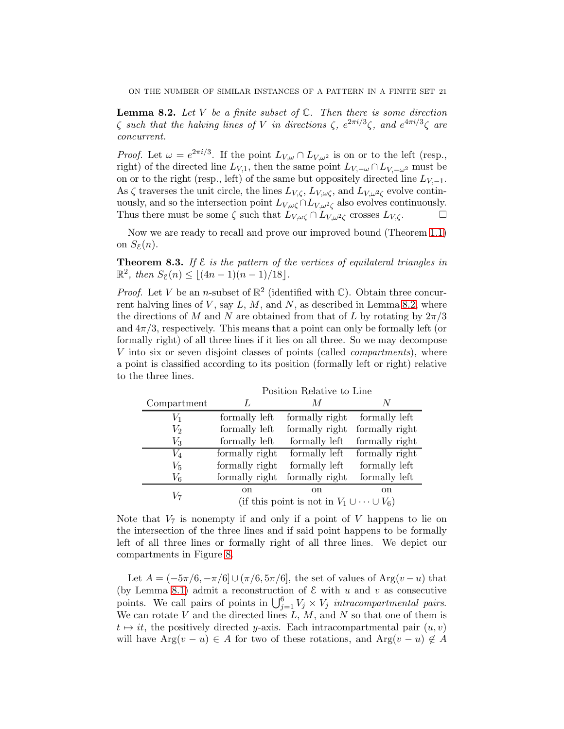**Lemma 8.2.** *Let $V$ be a finite subset of $\mathbb{C}$. Then there is some direction $\zeta$ such that the halving lines of $V$ in directions $\zeta$, $e^{2\pi i/3}\zeta$, and $e^{4\pi i/3}\zeta$ are concurrent.*

*Proof.* Let $\omega = e^{2\pi i/3}$. If the point $L_{V,\omega} \cap L_{V,\omega^2}$ is on or to the left (resp., right) of the directed line $L_{V,1}$, then the same point $L_{V,-\omega} \cap L_{V,-\omega^2}$ must be on or to the right (resp., left) of the same but oppositely directed line $L_{V,-1}$. As $\zeta$ traverses the unit circle, the lines $L_{V,\zeta}$, $L_{V,\omega\zeta}$, and $L_{V,\omega^2\zeta}$ evolve continuously, and so the intersection point $L_{V,\omega\zeta} \cap L_{V,\omega^2\zeta}$ also evolves continuously. Thus there must be some $\zeta$ such that $L_{V,\omega\zeta} \cap L_{V,\omega^2\zeta}$ crosses $L_{V,\zeta}$. □

Now we are ready to recall and prove our improved bound (Theorem 1.1) on $S_{\mathcal{E}}(n)$.

**Theorem 8.3.** *If $\mathcal{E}$ is the pattern of the vertices of equilateral triangles in $\mathbb{R}^2$, then $S_{\mathcal{E}}(n) \le \lfloor (4n-1)(n-1)/18 \rfloor$.*

*Proof.* Let $V$ be an $n$-subset of $\mathbb{R}^2$ (identified with $\mathbb{C}$). Obtain three concurrent halving lines of $V$, say $L$, $M$, and $N$, as described in Lemma 8.2, where the directions of $M$ and $N$ are obtained from that of $L$ by rotating by $2\pi/3$ and $4\pi/3$, respectively. This means that a point can only be formally left (or formally right) of all three lines if it lies on all three. So we may decompose $V$ into six or seven disjoint classes of points (called *compartments*), where a point is classified according to its position (formally left or right) relative to the three lines.

| | Position Relative to Line | | |
|---|---|---|---|
| Compartment | $L$ | $M$ | $N$ |
| $V_1$ | formally left | formally right | formally left |
| $V_2$ | formally left | formally right | formally right |
| $V_3$ | formally left | formally left | formally right |
| $V_4$ | formally right | formally left | formally right |
| $V_5$ | formally right | formally left | formally left |
| $V_6$ | formally right | formally right | formally left |
| $V_7$ | on | on | on |
| | (if this point is not in $V_1 \cup \cdots \cup V_6$) | | |

Note that $V_7$ is nonempty if and only if a point of $V$ happens to lie on the intersection of the three lines and if said point happens to be formally left of all three lines or formally right of all three lines. We depict our compartments in Figure 8.

Let $A = (-5\pi/6, -\pi/6] \cup (\pi/6, 5\pi/6]$, the set of values of $\operatorname{Arg}(v-u)$ that (by Lemma 8.1) admit a reconstruction of $\mathcal{E}$ with $u$ and $v$ as consecutive points. We call pairs of points in $\bigcup_{j=1}^{6} V_j \times V_j$ *intracompartmental pairs*. We can rotate $V$ and the directed lines $L$, $M$, and $N$ so that one of them is $t \mapsto it$, the positively directed $y$-axis. Each intracompartmental pair $(u, v)$ will have $\operatorname{Arg}(v-u) \in A$ for two of these rotations, and $\operatorname{Arg}(v-u) \notin A$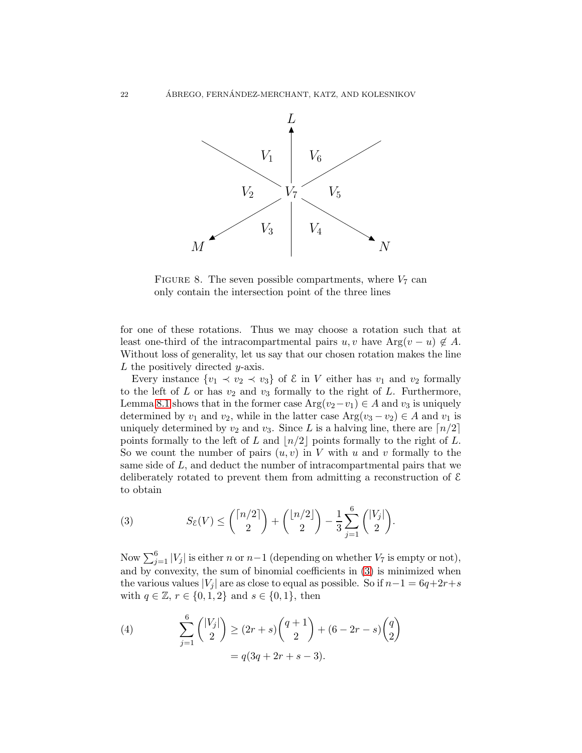FIGURE 8. The seven possible compartments, where $V_7$ can only contain the intersection point of the three lines

for one of these rotations. Thus we may choose a rotation such that at least one-third of the intracompartmental pairs $u, v$ have $\operatorname{Arg}(v - u) \notin A$. Without loss of generality, let us say that our chosen rotation makes the line $L$ the positively directed $y$-axis.

Every instance $\{v_1 \prec v_2 \prec v_3\}$ of $\mathcal{E}$ in $V$ either has $v_1$ and $v_2$ formally to the left of $L$ or has $v_2$ and $v_3$ formally to the right of $L$. Furthermore, Lemma 8.1 shows that in the former case $\operatorname{Arg}(v_2 - v_1) \in A$ and $v_3$ is uniquely determined by $v_1$ and $v_2$, while in the latter case $\operatorname{Arg}(v_3 - v_2) \in A$ and $v_1$ is uniquely determined by $v_2$ and $v_3$. Since $L$ is a halving line, there are $\lceil n/2 \rceil$ points formally to the left of $L$ and $\lfloor n/2 \rfloor$ points formally to the right of $L$. So we count the number of pairs $(u, v)$ in $V$ with $u$ and $v$ formally to the same side of $L$, and deduct the number of intracompartmental pairs that we deliberately rotated to prevent them from admitting a reconstruction of $\mathcal{E}$ to obtain

$$S_{\mathcal{E}}(V) \leq \binom{\lceil n/2 \rceil}{2} + \binom{\lfloor n/2 \rfloor}{2} - \frac{1}{3} \sum_{j=1}^{6} \binom{|V_j|}{2}. \tag{3}$$

Now $\sum_{j=1}^{6} |V_j|$ is either $n$ or $n-1$ (depending on whether $V_7$ is empty or not), and by convexity, the sum of binomial coefficients in (3) is minimized when the various values $|V_j|$ are as close to equal as possible. So if $n-1 = 6q+2r+s$ with $q \in \mathbb{Z}$, $r \in \{0, 1, 2\}$ and $s \in \{0, 1\}$, then

$$\begin{aligned} \sum_{j=1}^{6} \binom{|V_j|}{2} &\geq (2r+s)\binom{q+1}{2} + (6-2r-s)\binom{q}{2} \\ &= q(3q+2r+s-3). \end{aligned} \tag{4}$$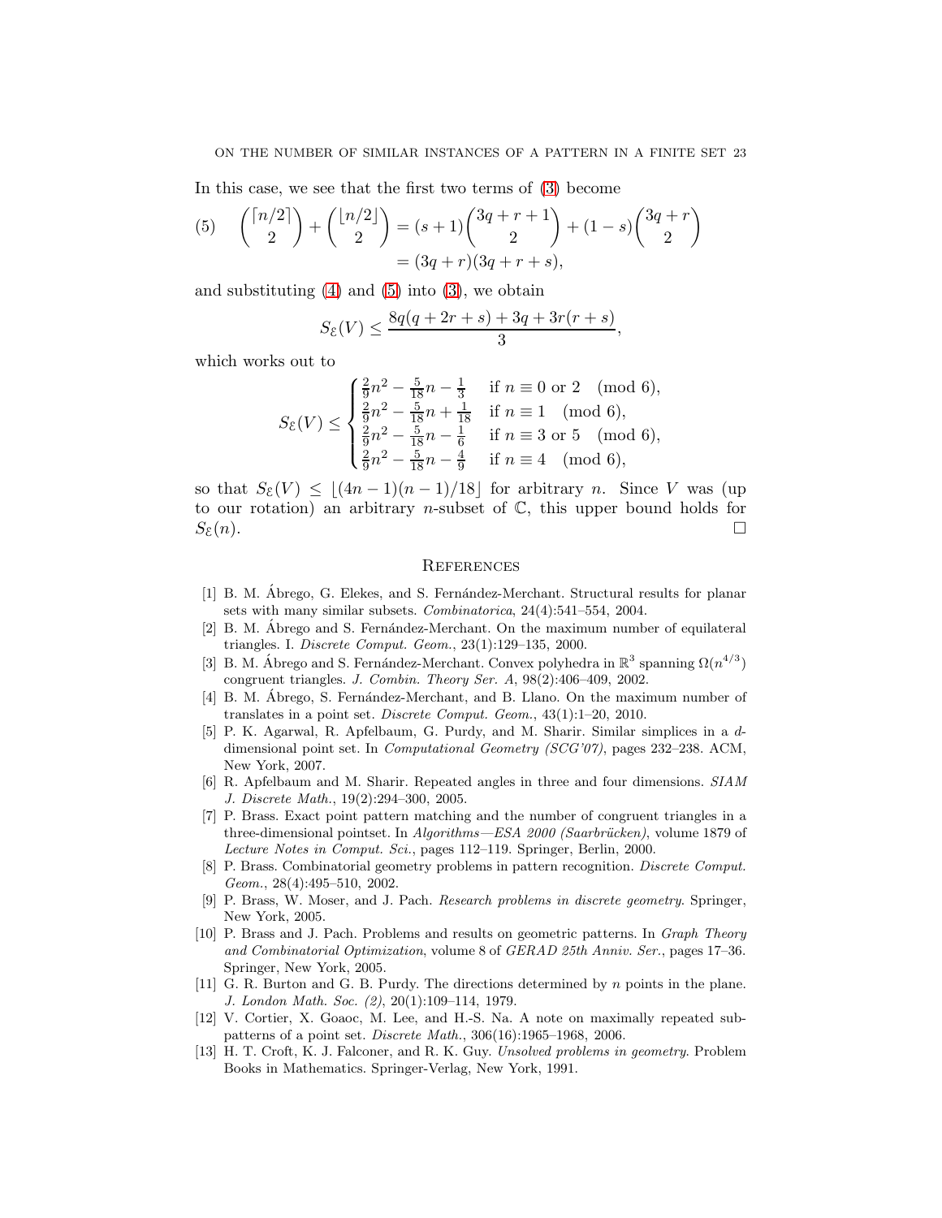In this case, we see that the first two terms of (3) become

$$
(5) \quad \binom{\lceil n/2 \rceil}{2} + \binom{\lfloor n/2 \rfloor}{2} = (s+1)\binom{3q+r+1}{2} + (1-s)\binom{3q+r}{2} \\
= (3q+r)(3q+r+s),
$$

and substituting (4) and (5) into (3), we obtain

$$
S_{\mathcal{E}}(V) \leq \frac{8q(q+2r+s) + 3q + 3r(r+s)}{3},
$$

which works out to

$$
S_{\mathcal{E}}(V) \leq \begin{cases} \frac{2}{9}n^2 - \frac{5}{18}n - \frac{1}{3} & \text{if } n \equiv 0 \text{ or } 2 \pmod 6, \\ \frac{2}{9}n^2 - \frac{5}{18}n + \frac{1}{18} & \text{if } n \equiv 1 \pmod 6, \\ \frac{2}{9}n^2 - \frac{5}{18}n - \frac{1}{6} & \text{if } n \equiv 3 \text{ or } 5 \pmod 6, \\ \frac{2}{9}n^2 - \frac{5}{18}n - \frac{4}{9} & \text{if } n \equiv 4 \pmod 6, \end{cases}
$$

so that $S_{\mathcal{E}}(V) \leq \lfloor (4n-1)(n-1)/18 \rfloor$ for arbitrary $n$. Since $V$ was (up to our rotation) an arbitrary $n$-subset of $\mathbb{C}$, this upper bound holds for $S_{\mathcal{E}}(n)$. □

## References

[1] B. M. Ábrego, G. Elekes, and S. Fernández-Merchant. Structural results for planar sets with many similar subsets. *Combinatorica*, 24(4):541–554, 2004.

[2] B. M. Ábrego and S. Fernández-Merchant. On the maximum number of equilateral triangles. I. *Discrete Comput. Geom.*, 23(1):129–135, 2000.

[3] B. M. Ábrego and S. Fernández-Merchant. Convex polyhedra in $\mathbb{R}^3$ spanning $\Omega(n^{4/3})$ congruent triangles. *J. Combin. Theory Ser. A*, 98(2):406–409, 2002.

[4] B. M. Ábrego, S. Fernández-Merchant, and B. Llano. On the maximum number of translates in a point set. *Discrete Comput. Geom.*, 43(1):1–20, 2010.

[5] P. K. Agarwal, R. Apfelbaum, G. Purdy, and M. Sharir. Similar simplices in a $d$-dimensional point set. In *Computational Geometry (SCG'07)*, pages 232–238. ACM, New York, 2007.

[6] R. Apfelbaum and M. Sharir. Repeated angles in three and four dimensions. *SIAM J. Discrete Math.*, 19(2):294–300, 2005.

[7] P. Brass. Exact point pattern matching and the number of congruent triangles in a three-dimensional pointset. In *Algorithms—ESA 2000 (Saarbrücken)*, volume 1879 of *Lecture Notes in Comput. Sci.*, pages 112–119. Springer, Berlin, 2000.

[8] P. Brass. Combinatorial geometry problems in pattern recognition. *Discrete Comput. Geom.*, 28(4):495–510, 2002.

[9] P. Brass, W. Moser, and J. Pach. *Research problems in discrete geometry*. Springer, New York, 2005.

[10] P. Brass and J. Pach. Problems and results on geometric patterns. In *Graph Theory and Combinatorial Optimization*, volume 8 of *GERAD 25th Anniv. Ser.*, pages 17–36. Springer, New York, 2005.

[11] G. R. Burton and G. B. Purdy. The directions determined by $n$ points in the plane. *J. London Math. Soc. (2)*, 20(1):109–114, 1979.

[12] V. Cortier, X. Goaoc, M. Lee, and H.-S. Na. A note on maximally repeated sub-patterns of a point set. *Discrete Math.*, 306(16):1965–1968, 2006.

[13] H. T. Croft, K. J. Falconer, and R. K. Guy. *Unsolved problems in geometry*. Problem Books in Mathematics. Springer-Verlag, New York, 1991.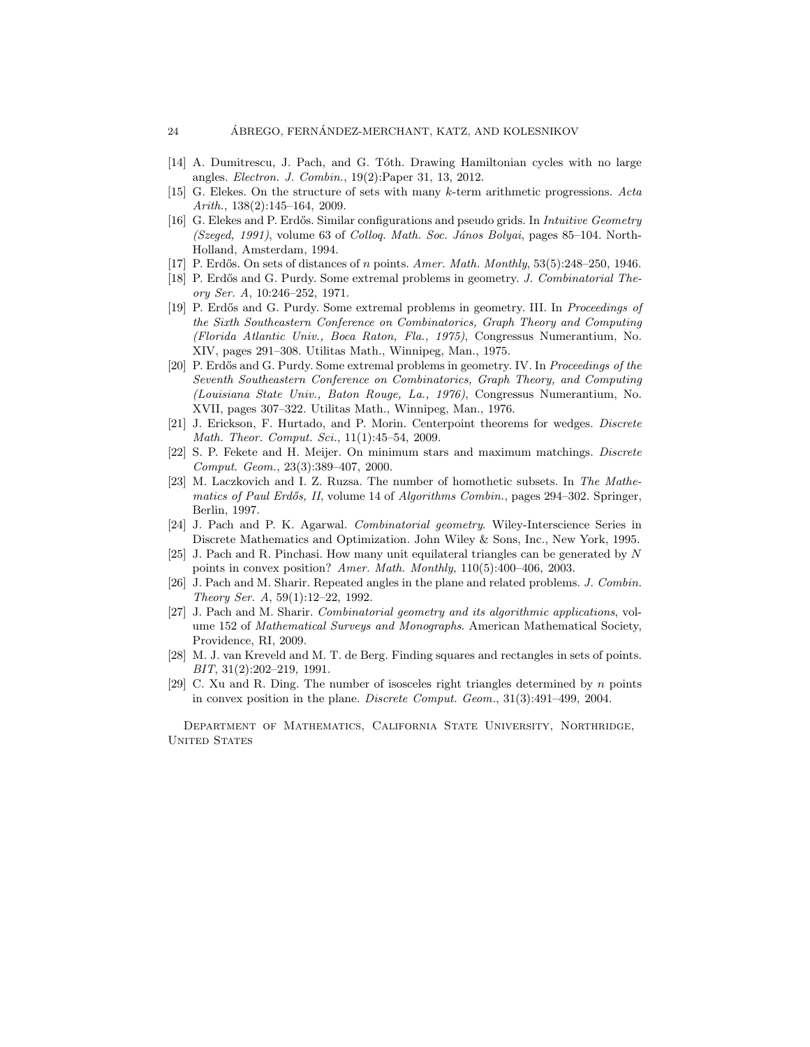[14] A. Dumitrescu, J. Pach, and G. Tóth. Drawing Hamiltonian cycles with no large angles. *Electron. J. Combin.*, 19(2):Paper 31, 13, 2012.

[15] G. Elekes. On the structure of sets with many $k$-term arithmetic progressions. *Acta Arith.*, 138(2):145–164, 2009.

[16] G. Elekes and P. Erdős. Similar configurations and pseudo grids. In *Intuitive Geometry (Szeged, 1991)*, volume 63 of *Colloq. Math. Soc. János Bolyai*, pages 85–104. North-Holland, Amsterdam, 1994.

[17] P. Erdős. On sets of distances of $n$ points. *Amer. Math. Monthly*, 53(5):248–250, 1946.

[18] P. Erdős and G. Purdy. Some extremal problems in geometry. *J. Combinatorial Theory Ser. A*, 10:246–252, 1971.

[19] P. Erdős and G. Purdy. Some extremal problems in geometry. III. In *Proceedings of the Sixth Southeastern Conference on Combinatorics, Graph Theory and Computing (Florida Atlantic Univ., Boca Raton, Fla., 1975)*, Congressus Numerantium, No. XIV, pages 291–308. Utilitas Math., Winnipeg, Man., 1975.

[20] P. Erdős and G. Purdy. Some extremal problems in geometry. IV. In *Proceedings of the Seventh Southeastern Conference on Combinatorics, Graph Theory, and Computing (Louisiana State Univ., Baton Rouge, La., 1976)*, Congressus Numerantium, No. XVII, pages 307–322. Utilitas Math., Winnipeg, Man., 1976.

[21] J. Erickson, F. Hurtado, and P. Morin. Centerpoint theorems for wedges. *Discrete Math. Theor. Comput. Sci.*, 11(1):45–54, 2009.

[22] S. P. Fekete and H. Meijer. On minimum stars and maximum matchings. *Discrete Comput. Geom.*, 23(3):389–407, 2000.

[23] M. Laczkovich and I. Z. Ruzsa. The number of homothetic subsets. In *The Mathematics of Paul Erdős, II*, volume 14 of *Algorithms Combin.*, pages 294–302. Springer, Berlin, 1997.

[24] J. Pach and P. K. Agarwal. *Combinatorial geometry*. Wiley-Interscience Series in Discrete Mathematics and Optimization. John Wiley & Sons, Inc., New York, 1995.

[25] J. Pach and R. Pinchasi. How many unit equilateral triangles can be generated by $N$ points in convex position? *Amer. Math. Monthly*, 110(5):400–406, 2003.

[26] J. Pach and M. Sharir. Repeated angles in the plane and related problems. *J. Combin. Theory Ser. A*, 59(1):12–22, 1992.

[27] J. Pach and M. Sharir. *Combinatorial geometry and its algorithmic applications*, volume 152 of *Mathematical Surveys and Monographs*. American Mathematical Society, Providence, RI, 2009.

[28] M. J. van Kreveld and M. T. de Berg. Finding squares and rectangles in sets of points. *BIT*, 31(2):202–219, 1991.

[29] C. Xu and R. Ding. The number of isosceles right triangles determined by $n$ points in convex position in the plane. *Discrete Comput. Geom.*, 31(3):491–499, 2004.

Department of Mathematics, California State University, Northridge, United States